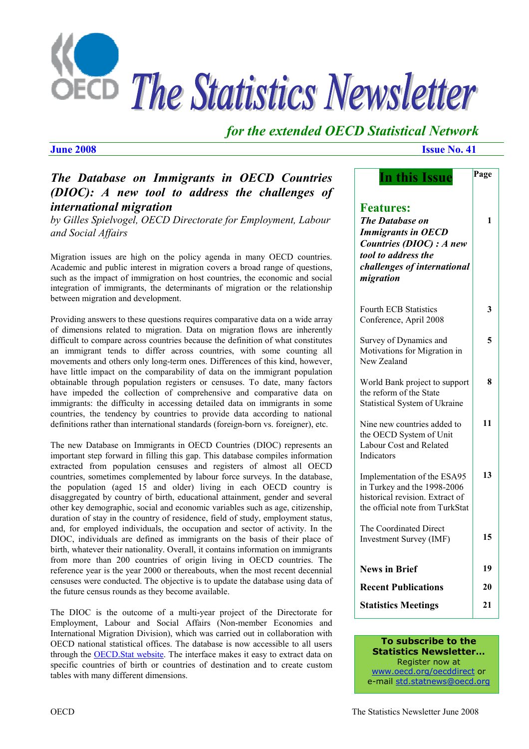# The Statistics Newsletter

*for the extended OECD Statistical Network*

**June 2008** **Issue No. 41**

## *The Database on Immigrants in OECD Countries (DIOC): A new tool to address the challenges of international migration*

*by Gilles Spielvogel, OECD Directorate for Employment, Labour and Social Affairs*

Migration issues are high on the policy agenda in many OECD countries. Academic and public interest in migration covers a broad range of questions, such as the impact of immigration on host countries, the economic and social integration of immigrants, the determinants of migration or the relationship between migration and development.

Providing answers to these questions requires comparative data on a wide array of dimensions related to migration. Data on migration flows are inherently difficult to compare across countries because the definition of what constitutes an immigrant tends to differ across countries, with some counting all movements and others only long-term ones. Differences of this kind, however, have little impact on the comparability of data on the immigrant population obtainable through population registers or censuses. To date, many factors have impeded the collection of comprehensive and comparative data on immigrants: the difficulty in accessing detailed data on immigrants in some countries, the tendency by countries to provide data according to national definitions rather than international standards (foreign-born vs. foreigner), etc.

The new Database on Immigrants in OECD Countries (DIOC) represents an important step forward in filling this gap. This database compiles information extracted from population censuses and registers of almost all OECD countries, sometimes complemented by labour force surveys. In the database, the population (aged 15 and older) living in each OECD country is disaggregated by country of birth, educational attainment, gender and several other key demographic, social and economic variables such as age, citizenship, duration of stay in the country of residence, field of study, employment status, and, for employed individuals, the occupation and sector of activity. In the DIOC, individuals are defined as immigrants on the basis of their place of birth, whatever their nationality. Overall, it contains information on immigrants from more than 200 countries of origin living in OECD countries. The reference year is the year 2000 or thereabouts, when the most recent decennial censuses were conducted. The objective is to update the database using data of the future census rounds as they become available.

The DIOC is the outcome of a multi-year project of the Directorate for Employment, Labour and Social Affairs (Non-member Economies and International Migration Division), which was carried out in collaboration with OECD national statistical offices. The database is now accessible to all users through the OECD.Stat website. The interface makes it easy to extract data on specific countries of birth or countries of destination and to create custom tables with many different dimensions.

## In this Issue

| | Page |
|---|---|
| **Features:** | |
| ***The Database on Immigrants in OECD Countries (DIOC) : A new tool to address the challenges of international migration*** | **1** |
| Fourth ECB Statistics Conference, April 2008 | **3** |
| Survey of Dynamics and Motivations for Migration in New Zealand | **5** |
| World Bank project to support the reform of the State Statistical System of Ukraine | **8** |
| Nine new countries added to the OECD System of Unit Labour Cost and Related Indicators | **11** |
| Implementation of the ESA95 in Turkey and the 1998-2006 historical revision. Extract of the official note from TurkStat | **13** |
| The Coordinated Direct Investment Survey (IMF) | **15** |
| **News in Brief** | **19** |
| **Recent Publications** | **20** |
| **Statistics Meetings** | **21** |

**To subscribe to the Statistics Newsletter…**
Register now at www.oecd.org/oecddirect or e-mail std.statnews@oecd.org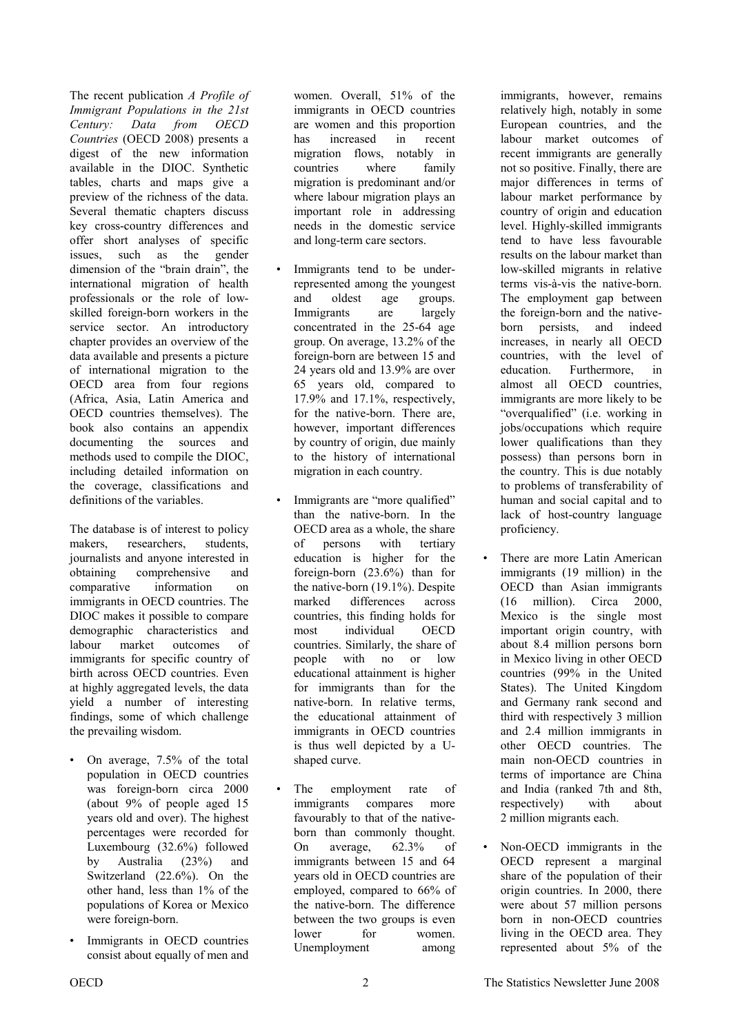The recent publication *A Profile of Immigrant Populations in the 21st Century: Data from OECD Countries* (OECD 2008) presents a digest of the new information available in the DIOC. Synthetic tables, charts and maps give a preview of the richness of the data. Several thematic chapters discuss key cross-country differences and offer short analyses of specific issues, such as the gender dimension of the "brain drain", the international migration of health professionals or the role of low-skilled foreign-born workers in the service sector. An introductory chapter provides an overview of the data available and presents a picture of international migration to the OECD area from four regions (Africa, Asia, Latin America and OECD countries themselves). The book also contains an appendix documenting the sources and methods used to compile the DIOC, including detailed information on the coverage, classifications and definitions of the variables.

The database is of interest to policy makers, researchers, students, journalists and anyone interested in obtaining comprehensive and comparative information on immigrants in OECD countries. The DIOC makes it possible to compare demographic characteristics and labour market outcomes of immigrants for specific country of birth across OECD countries. Even at highly aggregated levels, the data yield a number of interesting findings, some of which challenge the prevailing wisdom.

- On average, 7.5% of the total population in OECD countries was foreign-born circa 2000 (about 9% of people aged 15 years old and over). The highest percentages were recorded for Luxembourg (32.6%) followed by Australia (23%) and Switzerland (22.6%). On the other hand, less than 1% of the populations of Korea or Mexico were foreign-born.
- Immigrants in OECD countries consist about equally of men and women. Overall, 51% of the immigrants in OECD countries are women and this proportion has increased in recent migration flows, notably in countries where family migration is predominant and/or where labour migration plays an important role in addressing needs in the domestic service and long-term care sectors.
- Immigrants tend to be under-represented among the youngest and oldest age groups. Immigrants are largely concentrated in the 25-64 age group. On average, 13.2% of the foreign-born are between 15 and 24 years old and 13.9% are over 65 years old, compared to 17.9% and 17.1%, respectively, for the native-born. There are, however, important differences by country of origin, due mainly to the history of international migration in each country.
- Immigrants are "more qualified" than the native-born. In the OECD area as a whole, the share of persons with tertiary education is higher for the foreign-born (23.6%) than for the native-born (19.1%). Despite marked differences across countries, this finding holds for most individual OECD countries. Similarly, the share of people with no or low educational attainment is higher for immigrants than for the native-born. In relative terms, the educational attainment of immigrants in OECD countries is thus well depicted by a U-shaped curve.
- The employment rate of immigrants compares more favourably to that of the native-born than commonly thought. On average, 62.3% of immigrants between 15 and 64 years old in OECD countries are employed, compared to 66% of the native-born. The difference between the two groups is even lower for women. Unemployment among immigrants, however, remains relatively high, notably in some European countries, and the labour market outcomes of recent immigrants are generally not so positive. Finally, there are major differences in terms of labour market performance by country of origin and education level. Highly-skilled immigrants tend to have less favourable results on the labour market than low-skilled migrants in relative terms vis-à-vis the native-born. The employment gap between the foreign-born and the native-born persists, and indeed increases, in nearly all OECD countries, with the level of education. Furthermore, in almost all OECD countries, immigrants are more likely to be "overqualified" (i.e. working in jobs/occupations which require lower qualifications than they possess) than persons born in the country. This is due notably to problems of transferability of human and social capital and to lack of host-country language proficiency.
- There are more Latin American immigrants (19 million) in the OECD than Asian immigrants (16 million). Circa 2000, Mexico is the single most important origin country, with about 8.4 million persons born in Mexico living in other OECD countries (99% in the United States). The United Kingdom and Germany rank second and third with respectively 3 million and 2.4 million immigrants in other OECD countries. The main non-OECD countries in terms of importance are China and India (ranked 7th and 8th, respectively) with about 2 million migrants each.
- Non-OECD immigrants in the OECD represent a marginal share of the population of their origin countries. In 2000, there were about 57 million persons born in non-OECD countries living in the OECD area. They represented about 5% of the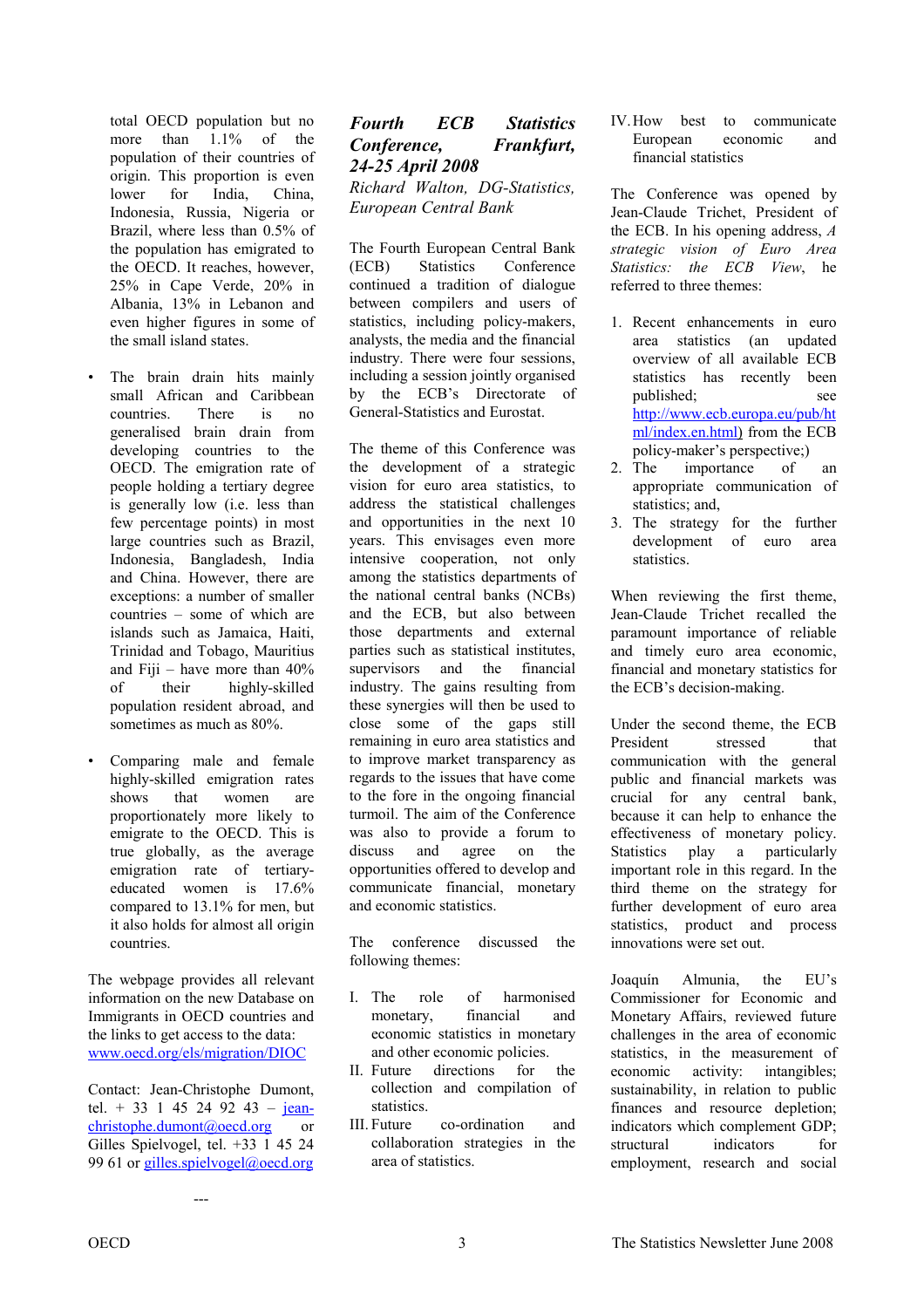total OECD population but no more than 1.1% of the population of their countries of origin. This proportion is even lower for India, China, Indonesia, Russia, Nigeria or Brazil, where less than 0.5% of the population has emigrated to the OECD. It reaches, however, 25% in Cape Verde, 20% in Albania, 13% in Lebanon and even higher figures in some of the small island states.

- The brain drain hits mainly small African and Caribbean countries. There is no generalised brain drain from developing countries to the OECD. The emigration rate of people holding a tertiary degree is generally low (i.e. less than few percentage points) in most large countries such as Brazil, Indonesia, Bangladesh, India and China. However, there are exceptions: a number of smaller countries – some of which are islands such as Jamaica, Haiti, Trinidad and Tobago, Mauritius and Fiji – have more than 40% of their highly-skilled population resident abroad, and sometimes as much as 80%.

- Comparing male and female highly-skilled emigration rates shows that women are proportionately more likely to emigrate to the OECD. This is true globally, as the average emigration rate of tertiary-educated women is 17.6% compared to 13.1% for men, but it also holds for almost all origin countries.

The webpage provides all relevant information on the new Database on Immigrants in OECD countries and the links to get access to the data: www.oecd.org/els/migration/DIOC

Contact: Jean-Christophe Dumont, tel. + 33 1 45 24 92 43 – jean-christophe.dumont@oecd.org or Gilles Spielvogel, tel. +33 1 45 24 99 61 or gilles.spielvogel@oecd.org

---

## *Fourth ECB Statistics Conference, Frankfurt, 24-25 April 2008*

*Richard Walton, DG-Statistics, European Central Bank*

The Fourth European Central Bank (ECB) Statistics Conference continued a tradition of dialogue between compilers and users of statistics, including policy-makers, analysts, the media and the financial industry. There were four sessions, including a session jointly organised by the ECB's Directorate of General-Statistics and Eurostat.

The theme of this Conference was the development of a strategic vision for euro area statistics, to address the statistical challenges and opportunities in the next 10 years. This envisages even more intensive cooperation, not only among the statistics departments of the national central banks (NCBs) and the ECB, but also between those departments and external parties such as statistical institutes, supervisors and the financial industry. The gains resulting from these synergies will then be used to close some of the gaps still remaining in euro area statistics and to improve market transparency as regards to the issues that have come to the fore in the ongoing financial turmoil. The aim of the Conference was also to provide a forum to discuss and agree on the opportunities offered to develop and communicate financial, monetary and economic statistics.

The conference discussed the following themes:

I. The role of harmonised monetary, financial and economic statistics in monetary and other economic policies.
II. Future directions for the collection and compilation of statistics.
III. Future co-ordination and collaboration strategies in the area of statistics.
IV. How best to communicate European economic and financial statistics

The Conference was opened by Jean-Claude Trichet, President of the ECB. In his opening address, *A strategic vision of Euro Area Statistics: the ECB View*, he referred to three themes:

1. Recent enhancements in euro area statistics (an updated overview of all available ECB statistics has recently been published; see http://www.ecb.europa.eu/pub/html/index.en.html) from the ECB policy-maker's perspective;)
2. The importance of an appropriate communication of statistics; and,
3. The strategy for the further development of euro area statistics.

When reviewing the first theme, Jean-Claude Trichet recalled the paramount importance of reliable and timely euro area economic, financial and monetary statistics for the ECB's decision-making.

Under the second theme, the ECB President stressed that communication with the general public and financial markets was crucial for any central bank, because it can help to enhance the effectiveness of monetary policy. Statistics play a particularly important role in this regard. In the third theme on the strategy for further development of euro area statistics, product and process innovations were set out.

Joaquín Almunia, the EU's Commissioner for Economic and Monetary Affairs, reviewed future challenges in the area of economic statistics, in the measurement of economic activity: intangibles; sustainability, in relation to public finances and resource depletion; indicators which complement GDP; structural indicators for employment, research and social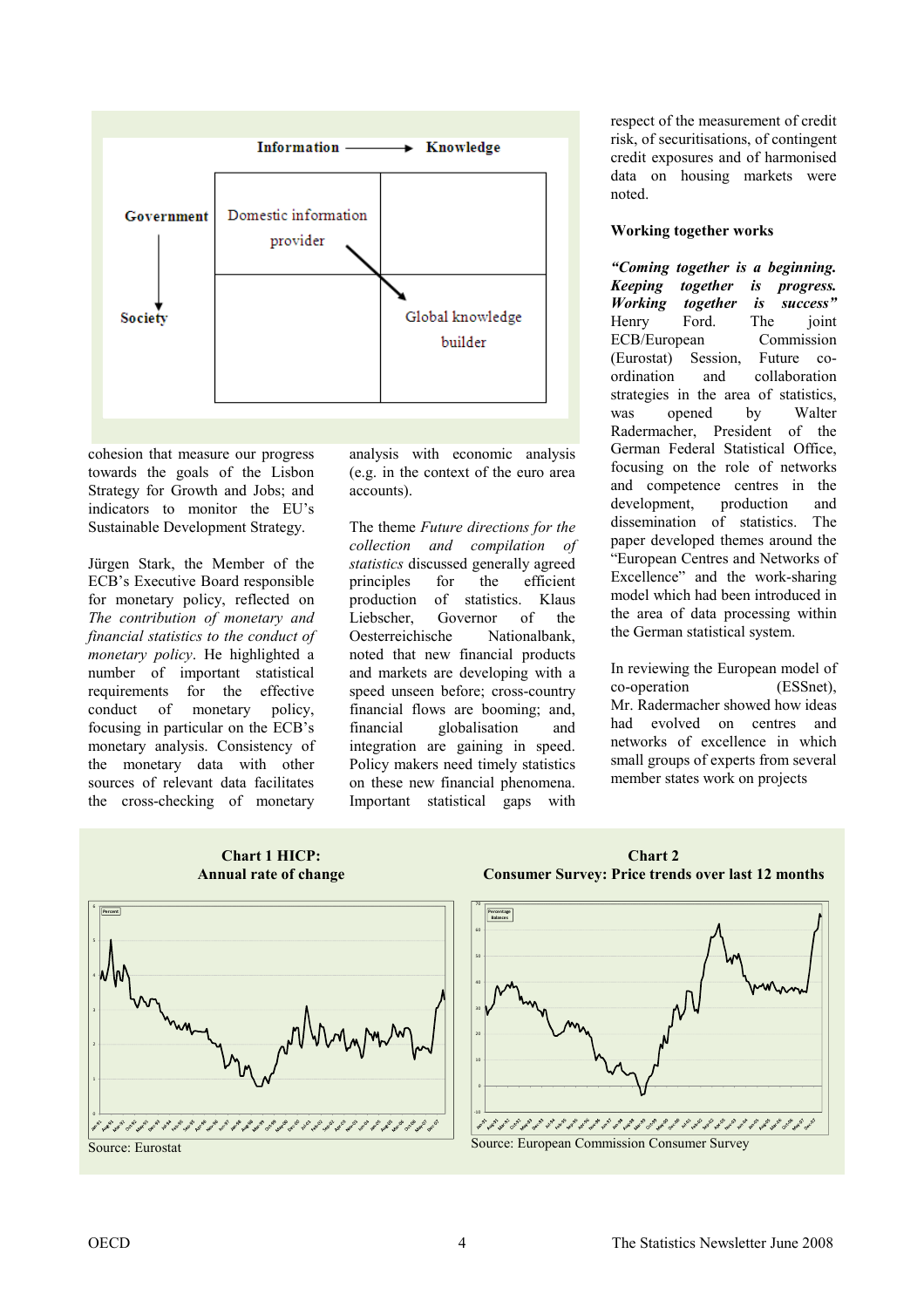Information → Knowledge

| | | |
|---|---|---|
| Government | Domestic information provider | |
| Society | | Global knowledge builder |

cohesion that measure our progress towards the goals of the Lisbon Strategy for Growth and Jobs; and indicators to monitor the EU's Sustainable Development Strategy.

Jürgen Stark, the Member of the ECB's Executive Board responsible for monetary policy, reflected on *The contribution of monetary and financial statistics to the conduct of monetary policy*. He highlighted a number of important statistical requirements for the effective conduct of monetary policy, focusing in particular on the ECB's monetary analysis. Consistency of the monetary data with other sources of relevant data facilitates the cross-checking of monetary analysis with economic analysis (e.g. in the context of the euro area accounts).

The theme *Future directions for the collection and compilation of statistics* discussed generally agreed principles for the efficient production of statistics. Klaus Liebscher, Governor of the Oesterreichische Nationalbank, noted that new financial products and markets are developing with a speed unseen before; cross-country financial flows are booming; and, financial globalisation and integration are gaining in speed. Policy makers need timely statistics on these new financial phenomena. Important statistical gaps with respect of the measurement of credit risk, of securitisations, of contingent credit exposures and of harmonised data on housing markets were noted.

**Working together works**

***"Coming together is a beginning. Keeping together is progress. Working together is success"*** Henry Ford. The joint ECB/European Commission (Eurostat) Session, Future co-ordination and collaboration strategies in the area of statistics, was opened by Walter Radermacher, President of the German Federal Statistical Office, focusing on the role of networks and competence centres in the development, production and dissemination of statistics. The paper developed themes around the "European Centres and Networks of Excellence" and the work-sharing model which had been introduced in the area of data processing within the German statistical system.

In reviewing the European model of co-operation (ESSnet), Mr. Radermacher showed how ideas had evolved on centres and networks of excellence in which small groups of experts from several member states work on projects

**Chart 1 HICP: Annual rate of change**

Source: Eurostat

**Chart 2 Consumer Survey: Price trends over last 12 months**

Source: European Commission Consumer Survey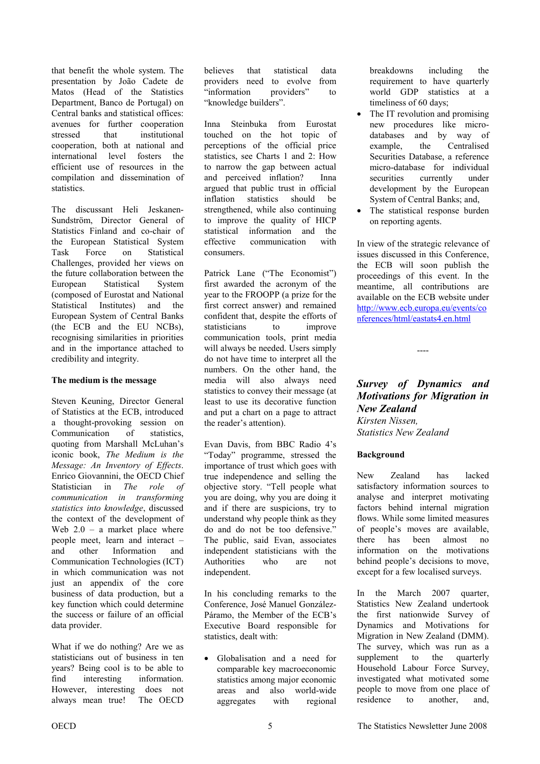that benefit the whole system. The presentation by João Cadete de Matos (Head of the Statistics Department, Banco de Portugal) on Central banks and statistical offices: avenues for further cooperation stressed that institutional cooperation, both at national and international level fosters the efficient use of resources in the compilation and dissemination of statistics.

The discussant Heli Jeskanen-Sundström, Director General of Statistics Finland and co-chair of the European Statistical System Task Force on Statistical Challenges, provided her views on the future collaboration between the European Statistical System (composed of Eurostat and National Statistical Institutes) and the European System of Central Banks (the ECB and the EU NCBs), recognising similarities in priorities and in the importance attached to credibility and integrity.

**The medium is the message**

Steven Keuning, Director General of Statistics at the ECB, introduced a thought-provoking session on Communication of statistics, quoting from Marshall McLuhan's iconic book, *The Medium is the Message: An Inventory of Effects*. Enrico Giovannini, the OECD Chief Statistician in *The role of communication in transforming statistics into knowledge*, discussed the context of the development of Web 2.0 – a market place where people meet, learn and interact – and other Information and Communication Technologies (ICT) in which communication was not just an appendix of the core business of data production, but a key function which could determine the success or failure of an official data provider.

What if we do nothing? Are we as statisticians out of business in ten years? Being cool is to be able to find interesting information. However, interesting does not always mean true! The OECD believes that statistical data providers need to evolve from "information providers" to "knowledge builders".

Inna Steinbuka from Eurostat touched on the hot topic of perceptions of the official price statistics, see Charts 1 and 2: How to narrow the gap between actual and perceived inflation? Inna argued that public trust in official inflation statistics should be strengthened, while also continuing to improve the quality of HICP statistical information and the effective communication with consumers.

Patrick Lane ("The Economist") first awarded the acronym of the year to the FROOPP (a prize for the first correct answer) and remained confident that, despite the efforts of statisticians to improve communication tools, print media will always be needed. Users simply do not have time to interpret all the numbers. On the other hand, the media will also always need statistics to convey their message (at least to use its decorative function and put a chart on a page to attract the reader's attention).

Evan Davis, from BBC Radio 4's "Today" programme, stressed the importance of trust which goes with true independence and selling the objective story. "Tell people what you are doing, why you are doing it and if there are suspicions, try to understand why people think as they do and do not be too defensive." The public, said Evan, associates independent statisticians with the Authorities who are not independent.

In his concluding remarks to the Conference, José Manuel González-Páramo, the Member of the ECB's Executive Board responsible for statistics, dealt with:

- Globalisation and a need for comparable key macroeconomic statistics among major economic areas and also world-wide aggregates with regional breakdowns including the requirement to have quarterly world GDP statistics at a timeliness of 60 days;
- The IT revolution and promising new procedures like micro-databases and by way of example, the Centralised Securities Database, a reference micro-database for individual securities currently under development by the European System of Central Banks; and,
- The statistical response burden on reporting agents.

In view of the strategic relevance of issues discussed in this Conference, the ECB will soon publish the proceedings of this event. In the meantime, all contributions are available on the ECB website under http://www.ecb.europa.eu/events/conferences/html/eastats4.en.html

----

## *Survey of Dynamics and Motivations for Migration in New Zealand*

*Kirsten Nissen,*
*Statistics New Zealand*

**Background**

New Zealand has lacked satisfactory information sources to analyse and interpret motivating factors behind internal migration flows. While some limited measures of people's moves are available, there has been almost no information on the motivations behind people's decisions to move, except for a few localised surveys.

In the March 2007 quarter, Statistics New Zealand undertook the first nationwide Survey of Dynamics and Motivations for Migration in New Zealand (DMM). The survey, which was run as a supplement to the quarterly Household Labour Force Survey, investigated what motivated some people to move from one place of residence to another, and,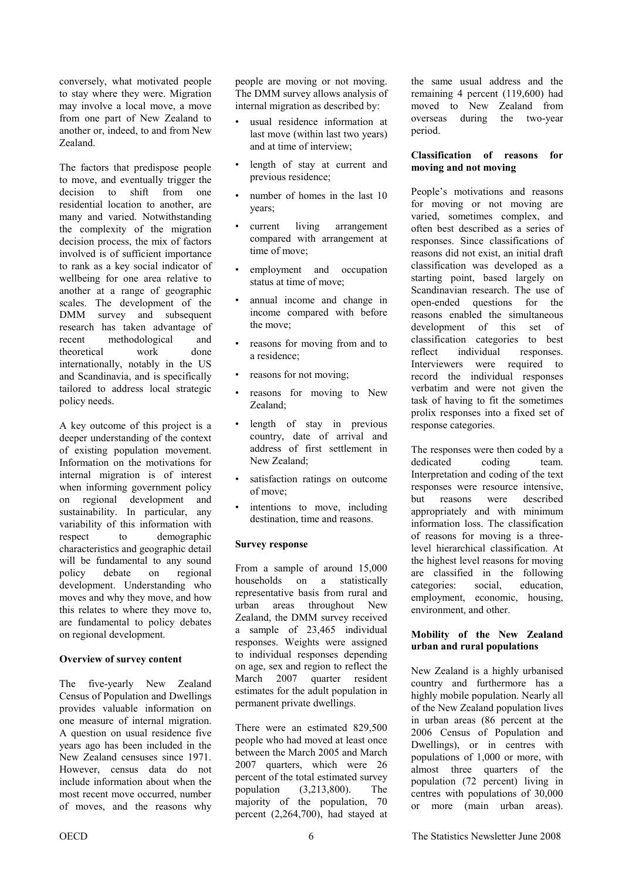conversely, what motivated people to stay where they were. Migration may involve a local move, a move from one part of New Zealand to another or, indeed, to and from New Zealand.

The factors that predispose people to move, and eventually trigger the decision to shift from one residential location to another, are many and varied. Notwithstanding the complexity of the migration decision process, the mix of factors involved is of sufficient importance to rank as a key social indicator of wellbeing for one area relative to another at a range of geographic scales. The development of the DMM survey and subsequent research has taken advantage of recent methodological and theoretical work done internationally, notably in the US and Scandinavia, and is specifically tailored to address local strategic policy needs.

A key outcome of this project is a deeper understanding of the context of existing population movement. Information on the motivations for internal migration is of interest when informing government policy on regional development and sustainability. In particular, any variability of this information with respect to demographic characteristics and geographic detail will be fundamental to any sound policy debate on regional development. Understanding who moves and why they move, and how this relates to where they move to, are fundamental to policy debates on regional development.

**Overview of survey content**

The five-yearly New Zealand Census of Population and Dwellings provides valuable information on one measure of internal migration. A question on usual residence five years ago has been included in the New Zealand censuses since 1971. However, census data do not include information about when the most recent move occurred, number of moves, and the reasons why people are moving or not moving. The DMM survey allows analysis of internal migration as described by:

- usual residence information at last move (within last two years) and at time of interview;
- length of stay at current and previous residence;
- number of homes in the last 10 years;
- current living arrangement compared with arrangement at time of move;
- employment and occupation status at time of move;
- annual income and change in income compared with before the move;
- reasons for moving from and to a residence;
- reasons for not moving;
- reasons for moving to New Zealand;
- length of stay in previous country, date of arrival and address of first settlement in New Zealand;
- satisfaction ratings on outcome of move;
- intentions to move, including destination, time and reasons.

**Survey response**

From a sample of around 15,000 households on a statistically representative basis from rural and urban areas throughout New Zealand, the DMM survey received a sample of 23,465 individual responses. Weights were assigned to individual responses depending on age, sex and region to reflect the March 2007 quarter resident estimates for the adult population in permanent private dwellings.

There were an estimated 829,500 people who had moved at least once between the March 2005 and March 2007 quarters, which were 26 percent of the total estimated survey population (3,213,800). The majority of the population, 70 percent (2,264,700), had stayed at the same usual address and the remaining 4 percent (119,600) had moved to New Zealand from overseas during the two-year period.

**Classification of reasons for moving and not moving**

People's motivations and reasons for moving or not moving are varied, sometimes complex, and often best described as a series of responses. Since classifications of reasons did not exist, an initial draft classification was developed as a starting point, based largely on Scandinavian research. The use of open-ended questions for the reasons enabled the simultaneous development of this set of classification categories to best reflect individual responses. Interviewers were required to record the individual responses verbatim and were not given the task of having to fit the sometimes prolix responses into a fixed set of response categories.

The responses were then coded by a dedicated coding team. Interpretation and coding of the text responses were resource intensive, but reasons were described appropriately and with minimum information loss. The classification of reasons for moving is a three-level hierarchical classification. At the highest level reasons for moving are classified in the following categories: social, education, employment, economic, housing, environment, and other.

**Mobility of the New Zealand urban and rural populations**

New Zealand is a highly urbanised country and furthermore has a highly mobile population. Nearly all of the New Zealand population lives in urban areas (86 percent at the 2006 Census of Population and Dwellings), or in centres with populations of 1,000 or more, with almost three quarters of the population (72 percent) living in centres with populations of 30,000 or more (main urban areas).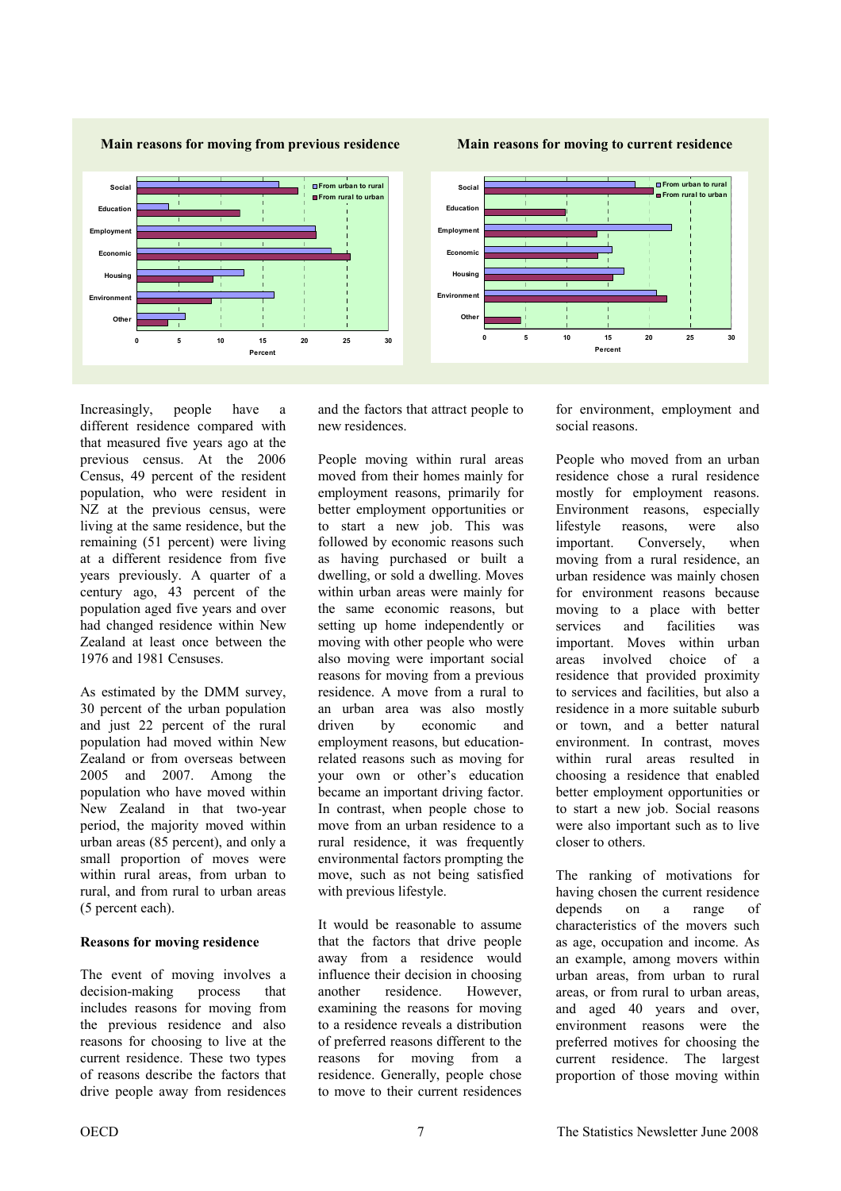**Main reasons for moving from previous residence**

**Main reasons for moving to current residence**

Increasingly, people have a different residence compared with that measured five years ago at the previous census. At the 2006 Census, 49 percent of the resident population, who were resident in NZ at the previous census, were living at the same residence, but the remaining (51 percent) were living at a different residence from five years previously. A quarter of a century ago, 43 percent of the population aged five years and over had changed residence within New Zealand at least once between the 1976 and 1981 Censuses.

As estimated by the DMM survey, 30 percent of the urban population and just 22 percent of the rural population had moved within New Zealand or from overseas between 2005 and 2007. Among the population who have moved within New Zealand in that two-year period, the majority moved within urban areas (85 percent), and only a small proportion of moves were within rural areas, from urban to rural, and from rural to urban areas (5 percent each).

**Reasons for moving residence**

The event of moving involves a decision-making process that includes reasons for moving from the previous residence and also reasons for choosing to live at the current residence. These two types of reasons describe the factors that drive people away from residences and the factors that attract people to new residences.

People moving within rural areas moved from their homes mainly for employment reasons, primarily for better employment opportunities or to start a new job. This was followed by economic reasons such as having purchased or built a dwelling, or sold a dwelling. Moves within urban areas were mainly for the same economic reasons, but setting up home independently or moving with other people who were also moving were important social reasons for moving from a previous residence. A move from a rural to an urban area was also mostly driven by economic and employment reasons, but education-related reasons such as moving for your own or other's education became an important driving factor. In contrast, when people chose to move from an urban residence to a rural residence, it was frequently environmental factors prompting the move, such as not being satisfied with previous lifestyle.

It would be reasonable to assume that the factors that drive people away from a residence would influence their decision in choosing another residence. However, examining the reasons for moving to a residence reveals a distribution of preferred reasons different to the reasons for moving from a residence. Generally, people chose to move to their current residences for environment, employment and social reasons.

People who moved from an urban residence chose a rural residence mostly for employment reasons. Environment reasons, especially lifestyle reasons, were also important. Conversely, when moving from a rural residence, an urban residence was mainly chosen for environment reasons because moving to a place with better services and facilities was important. Moves within urban areas involved choice of a residence that provided proximity to services and facilities, but also a residence in a more suitable suburb or town, and a better natural environment. In contrast, moves within rural areas resulted in choosing a residence that enabled better employment opportunities or to start a new job. Social reasons were also important such as to live closer to others.

The ranking of motivations for having chosen the current residence depends on a range of characteristics of the movers such as age, occupation and income. As an example, among movers within urban areas, from urban to rural areas, or from rural to urban areas, and aged 40 years and over, environment reasons were the preferred motives for choosing the current residence. The largest proportion of those moving within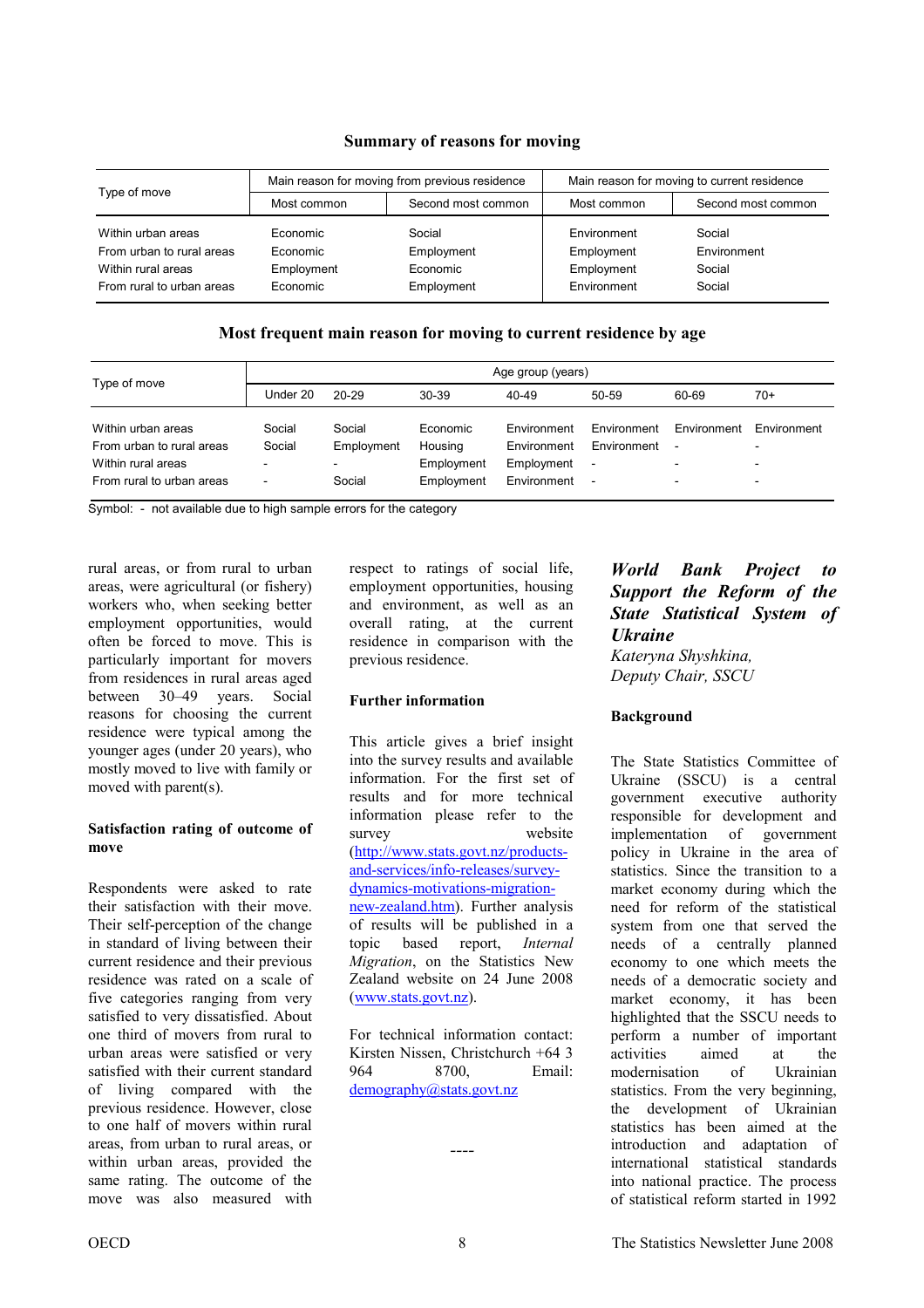### Summary of reasons for moving

| Type of move | Main reason for moving from previous residence | | Main reason for moving to current residence | |
|---|---|---|---|---|
| | Most common | Second most common | Most common | Second most common |
| Within urban areas | Economic | Social | Environment | Social |
| From urban to rural areas | Economic | Employment | Employment | Environment |
| Within rural areas | Employment | Economic | Employment | Social |
| From rural to urban areas | Economic | Employment | Environment | Social |

### Most frequent main reason for moving to current residence by age

| Type of move | Age group (years) | | | | | | |
|---|---|---|---|---|---|---|---|
| | Under 20 | 20-29 | 30-39 | 40-49 | 50-59 | 60-69 | 70+ |
| Within urban areas | Social | Social | Economic | Environment | Environment | Environment | Environment |
| From urban to rural areas | Social | Employment | Housing | Environment | Environment | - | - |
| Within rural areas | - | - | Employment | Employment | - | - | - |
| From rural to urban areas | - | Social | Employment | Environment | - | - | - |

Symbol: - not available due to high sample errors for the category

rural areas, or from rural to urban areas, were agricultural (or fishery) workers who, when seeking better employment opportunities, would often be forced to move. This is particularly important for movers from residences in rural areas aged between 30–49 years. Social reasons for choosing the current residence were typical among the younger ages (under 20 years), who mostly moved to live with family or moved with parent(s).

**Satisfaction rating of outcome of move**

Respondents were asked to rate their satisfaction with their move. Their self-perception of the change in standard of living between their current residence and their previous residence was rated on a scale of five categories ranging from very satisfied to very dissatisfied. About one third of movers from rural to urban areas were satisfied or very satisfied with their current standard of living compared with the previous residence. However, close to one half of movers within rural areas, from urban to rural areas, or within urban areas, provided the same rating. The outcome of the move was also measured with respect to ratings of social life, employment opportunities, housing and environment, as well as an overall rating, at the current residence in comparison with the previous residence.

**Further information**

This article gives a brief insight into the survey results and available information. For the first set of results and for more technical information please refer to the survey website (http://www.stats.govt.nz/products-and-services/info-releases/survey-dynamics-motivations-migration-new-zealand.htm). Further analysis of results will be published in a topic based report, *Internal Migration*, on the Statistics New Zealand website on 24 June 2008 (www.stats.govt.nz).

For technical information contact: Kirsten Nissen, Christchurch +64 3 964 8700, Email: demography@stats.govt.nz

----

## *World Bank Project to Support the Reform of the State Statistical System of Ukraine*

*Kateryna Shyshkina, Deputy Chair, SSCU*

**Background**

The State Statistics Committee of Ukraine (SSCU) is a central government executive authority responsible for development and implementation of government policy in Ukraine in the area of statistics. Since the transition to a market economy during which the need for reform of the statistical system from one that served the needs of a centrally planned economy to one which meets the needs of a democratic society and market economy, it has been highlighted that the SSCU needs to perform a number of important activities aimed at the modernisation of Ukrainian statistics. From the very beginning, the development of Ukrainian statistics has been aimed at the introduction and adaptation of international statistical standards into national practice. The process of statistical reform started in 1992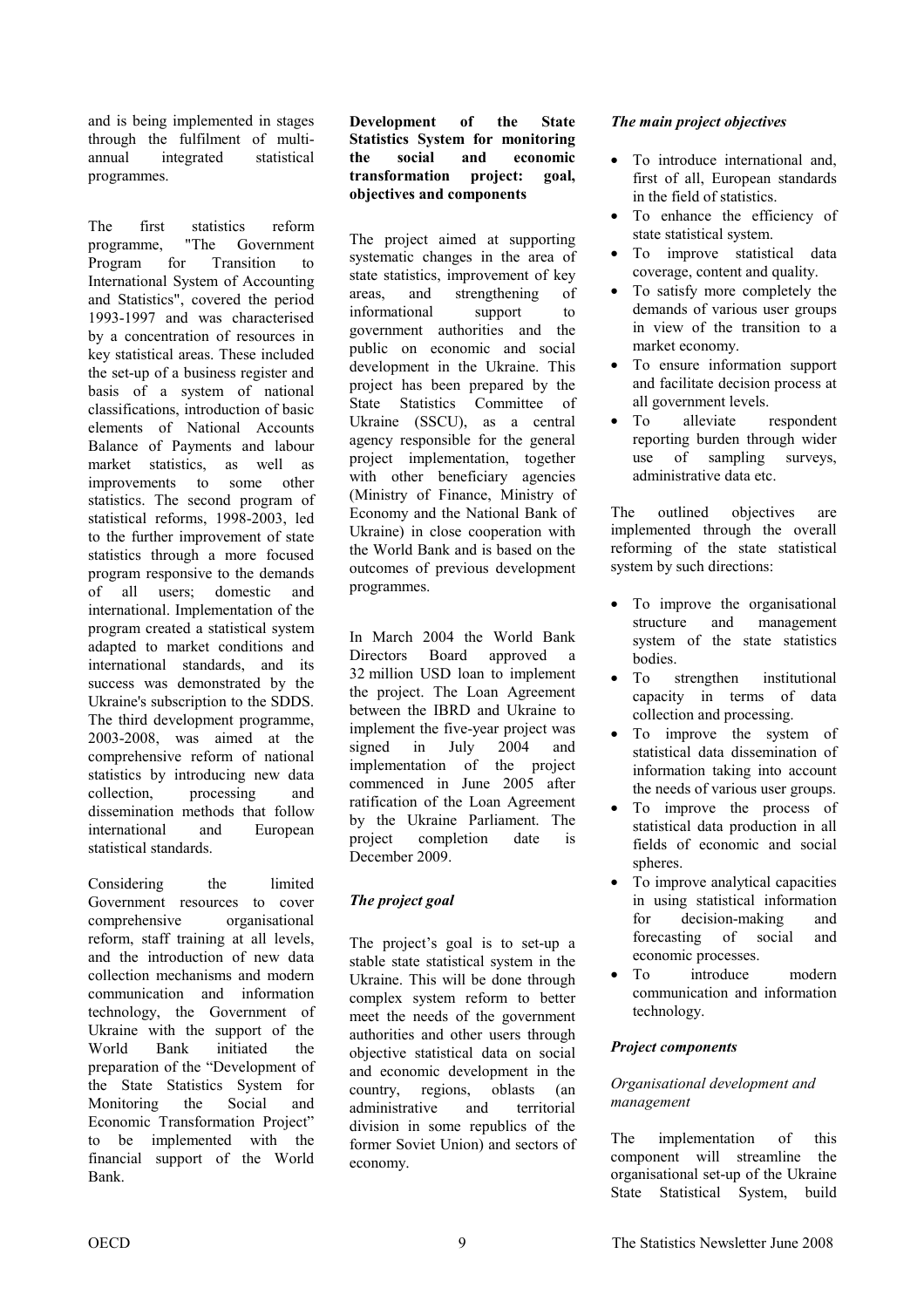and is being implemented in stages through the fulfilment of multi-annual integrated statistical programmes.

The first statistics reform programme, "The Government Program for Transition to International System of Accounting and Statistics", covered the period 1993-1997 and was characterised by a concentration of resources in key statistical areas. These included the set-up of a business register and basis of a system of national classifications, introduction of basic elements of National Accounts Balance of Payments and labour market statistics, as well as improvements to some other statistics. The second program of statistical reforms, 1998-2003, led to the further improvement of state statistics through a more focused program responsive to the demands of all users; domestic and international. Implementation of the program created a statistical system adapted to market conditions and international standards, and its success was demonstrated by the Ukraine's subscription to the SDDS. The third development programme, 2003-2008, was aimed at the comprehensive reform of national statistics by introducing new data collection, processing and dissemination methods that follow international and European statistical standards.

Considering the limited Government resources to cover comprehensive organisational reform, staff training at all levels, and the introduction of new data collection mechanisms and modern communication and information technology, the Government of Ukraine with the support of the World Bank initiated the preparation of the "Development of the State Statistics System for Monitoring the Social and Economic Transformation Project" to be implemented with the financial support of the World Bank.

**Development of the State Statistics System for monitoring the social and economic transformation project: goal, objectives and components**

The project aimed at supporting systematic changes in the area of state statistics, improvement of key areas, and strengthening of informational support to government authorities and the public on economic and social development in the Ukraine. This project has been prepared by the State Statistics Committee of Ukraine (SSCU), as a central agency responsible for the general project implementation, together with other beneficiary agencies (Ministry of Finance, Ministry of Economy and the National Bank of Ukraine) in close cooperation with the World Bank and is based on the outcomes of previous development programmes.

In March 2004 the World Bank Directors Board approved a 32 million USD loan to implement the project. The Loan Agreement between the IBRD and Ukraine to implement the five-year project was signed in July 2004 and implementation of the project commenced in June 2005 after ratification of the Loan Agreement by the Ukraine Parliament. The project completion date is December 2009.

***The project goal***

The project's goal is to set-up a stable state statistical system in the Ukraine. This will be done through complex system reform to better meet the needs of the government authorities and other users through objective statistical data on social and economic development in the country, regions, oblasts (an administrative and territorial division in some republics of the former Soviet Union) and sectors of economy.

***The main project objectives***

- To introduce international and, first of all, European standards in the field of statistics.
- To enhance the efficiency of state statistical system.
- To improve statistical data coverage, content and quality.
- To satisfy more completely the demands of various user groups in view of the transition to a market economy.
- To ensure information support and facilitate decision process at all government levels.
- To alleviate respondent reporting burden through wider use of sampling surveys, administrative data etc.

The outlined objectives are implemented through the overall reforming of the state statistical system by such directions:

- To improve the organisational structure and management system of the state statistics bodies.
- To strengthen institutional capacity in terms of data collection and processing.
- To improve the system of statistical data dissemination of information taking into account the needs of various user groups.
- To improve the process of statistical data production in all fields of economic and social spheres.
- To improve analytical capacities in using statistical information for decision-making and forecasting of social and economic processes.
- To introduce modern communication and information technology.

***Project components***

*Organisational development and management*

The implementation of this component will streamline the organisational set-up of the Ukraine State Statistical System, build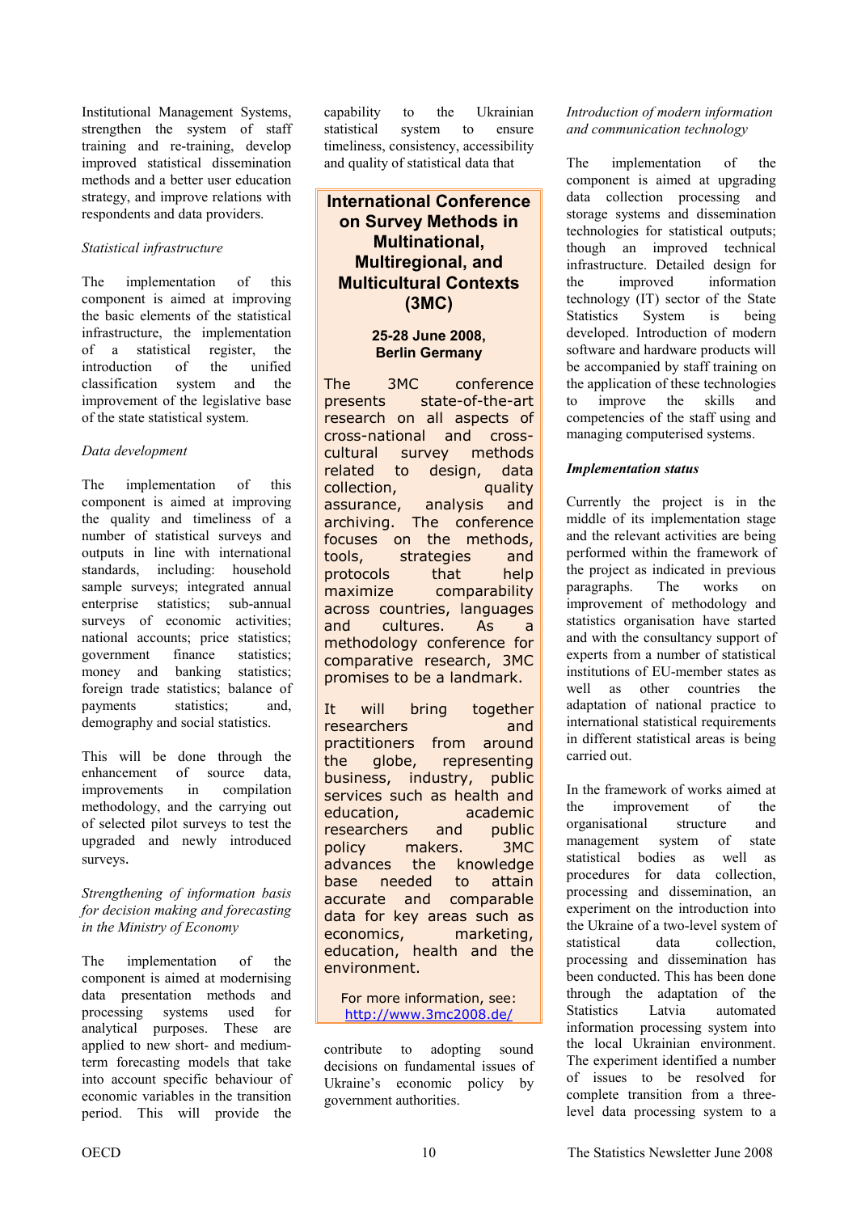Institutional Management Systems, strengthen the system of staff training and re-training, develop improved statistical dissemination methods and a better user education strategy, and improve relations with respondents and data providers.

*Statistical infrastructure*

The implementation of this component is aimed at improving the basic elements of the statistical infrastructure, the implementation of a statistical register, the introduction of the unified classification system and the improvement of the legislative base of the state statistical system.

*Data development*

The implementation of this component is aimed at improving the quality and timeliness of a number of statistical surveys and outputs in line with international standards, including: household sample surveys; integrated annual enterprise statistics; sub-annual surveys of economic activities; national accounts; price statistics; government finance statistics; money and banking statistics; foreign trade statistics; balance of payments statistics; and, demography and social statistics.

This will be done through the enhancement of source data, improvements in compilation methodology, and the carrying out of selected pilot surveys to test the upgraded and newly introduced surveys.

*Strengthening of information basis for decision making and forecasting in the Ministry of Economy*

The implementation of the component is aimed at improving data presentation methods and processing systems used for analytical purposes. These are applied to new short- and medium-term forecasting models that take into account specific behaviour of economic variables in the transition period. This will provide the capability to the Ukrainian statistical system to ensure timeliness, consistency, accessibility and quality of statistical data that contribute to adopting sound decisions on fundamental issues of Ukraine's economic policy by government authorities.

> **International Conference on Survey Methods in Multinational, Multiregional, and Multicultural Contexts (3MC)**
>
> **25-28 June 2008, Berlin Germany**
>
> The 3MC conference presents state-of-the-art research on all aspects of cross-national and cross-cultural survey methods related to design, data collection, quality assurance, analysis and archiving. The conference focuses on the methods, tools, strategies and protocols that help maximize comparability across countries, languages and cultures. As a methodology conference for comparative research, 3MC promises to be a landmark.
>
> It will bring together researchers and practitioners from around the globe, representing business, industry, public services such as health and education, academic researchers and public policy makers. 3MC advances the knowledge base needed to attain accurate and comparable data for key areas such as economics, marketing, education, health and the environment.
>
> For more information, see: http://www.3mc2008.de/

*Introduction of modern information and communication technology*

The implementation of the component is aimed at upgrading data collection processing and storage systems and dissemination technologies for statistical outputs; though an improved technical infrastructure. Detailed design for the improved information technology (IT) sector of the State Statistics System is being developed. Introduction of modern software and hardware products will be accompanied by staff training on the application of these technologies to improve the skills and competencies of the staff using and managing computerised systems.

***Implementation status***

Currently the project is in the middle of its implementation stage and the relevant activities are being performed within the framework of the project as indicated in previous paragraphs. The works on improvement of methodology and statistics organisation have started and with the consultancy support of experts from a number of statistical institutions of EU-member states as well as other countries the adaptation of national practice to international statistical requirements in different statistical areas is being carried out.

In the framework of works aimed at the improvement of the organisational structure and management system of state statistical bodies as well as procedures for data collection, processing and dissemination, an experiment on the introduction into the Ukraine of a two-level system of statistical data collection, processing and dissemination has been conducted. This has been done through the adaptation of the Statistics Latvia automated information processing system into the local Ukrainian environment. The experiment identified a number of issues to be resolved for complete transition from a three-level data processing system to a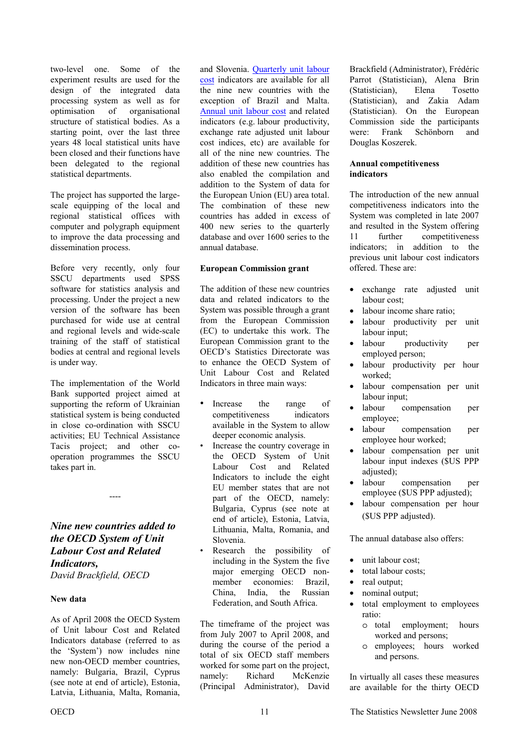two-level one. Some of the experiment results are used for the design of the integrated data processing system as well as for optimisation of organisational structure of statistical bodies. As a starting point, over the last three years 48 local statistical units have been closed and their functions have been delegated to the regional statistical departments.

The project has supported the large-scale equipping of the local and regional statistical offices with computer and polygraph equipment to improve the data processing and dissemination process.

Before very recently, only four SSCU departments used SPSS software for statistics analysis and processing. Under the project a new version of the software has been purchased for wide use at central and regional levels and wide-scale training of the staff of statistical bodies at central and regional levels is under way.

The implementation of the World Bank supported project aimed at supporting the reform of Ukrainian statistical system is being conducted in close co-ordination with SSCU activities; EU Technical Assistance Tacis project; and other co-operation programmes the SSCU takes part in.

----

## *Nine new countries added to the OECD System of Unit Labour Cost and Related Indicators,*

*David Brackfield, OECD*

### New data

As of April 2008 the OECD System of Unit labour Cost and Related Indicators database (referred to as the 'System') now includes nine new non-OECD member countries, namely: Bulgaria, Brazil, Cyprus (see note at end of article), Estonia, Latvia, Lithuania, Malta, Romania, and Slovenia. Quarterly unit labour cost indicators are available for all the nine new countries with the exception of Brazil and Malta. Annual unit labour cost and related indicators (e.g. labour productivity, exchange rate adjusted unit labour cost indices, etc) are available for all of the nine new countries. The addition of these new countries has also enabled the compilation and addition to the System of data for the European Union (EU) area total. The combination of these new countries has added in excess of 400 new series to the quarterly database and over 1600 series to the annual database.

### European Commission grant

The addition of these new countries data and related indicators to the System was possible through a grant from the European Commission (EC) to undertake this work. The European Commission grant to the OECD's Statistics Directorate was to enhance the OECD System of Unit Labour Cost and Related Indicators in three main ways:

- Increase the range of competitiveness indicators available in the System to allow deeper economic analysis.
- Increase the country coverage in the OECD System of Unit Labour Cost and Related Indicators to include the eight EU member states that are not part of the OECD, namely: Bulgaria, Cyprus (see note at end of article), Estonia, Latvia, Lithuania, Malta, Romania, and Slovenia.
- Research the possibility of including in the System the five major emerging OECD non-member economies: Brazil, China, India, the Russian Federation, and South Africa.

The timeframe of the project was from July 2007 to April 2008, and during the course of the period a total of six OECD staff members worked for some part on the project, namely: Richard McKenzie (Principal Administrator), David Brackfield (Administrator), Frédéric Parrot (Statistician), Alena Brin (Statistician), Elena Tosetto (Statistician), and Zakia Adam (Statistician). On the European Commission side the participants were: Frank Schönborn and Douglas Koszerek.

### Annual competitiveness indicators

The introduction of the new annual competitiveness indicators into the System was completed in late 2007 and resulted in the System offering 11 further competitiveness indicators; in addition to the previous unit labour cost indicators offered. These are:

- exchange rate adjusted unit labour cost;
- labour income share ratio;
- labour productivity per unit labour input;
- labour productivity per employed person;
- labour productivity per hour worked;
- labour compensation per unit labour input;
- labour compensation per employee;
- labour compensation per employee hour worked;
- labour compensation per unit labour input indexes ($US PPP adjusted);
- labour compensation per employee ($US PPP adjusted);
- labour compensation per hour ($US PPP adjusted).

The annual database also offers:

- unit labour cost;
- total labour costs;
- real output;
- nominal output;
- total employment to employees ratio:
  - total employment; hours worked and persons;
  - employees; hours worked and persons.

In virtually all cases these measures are available for the thirty OECD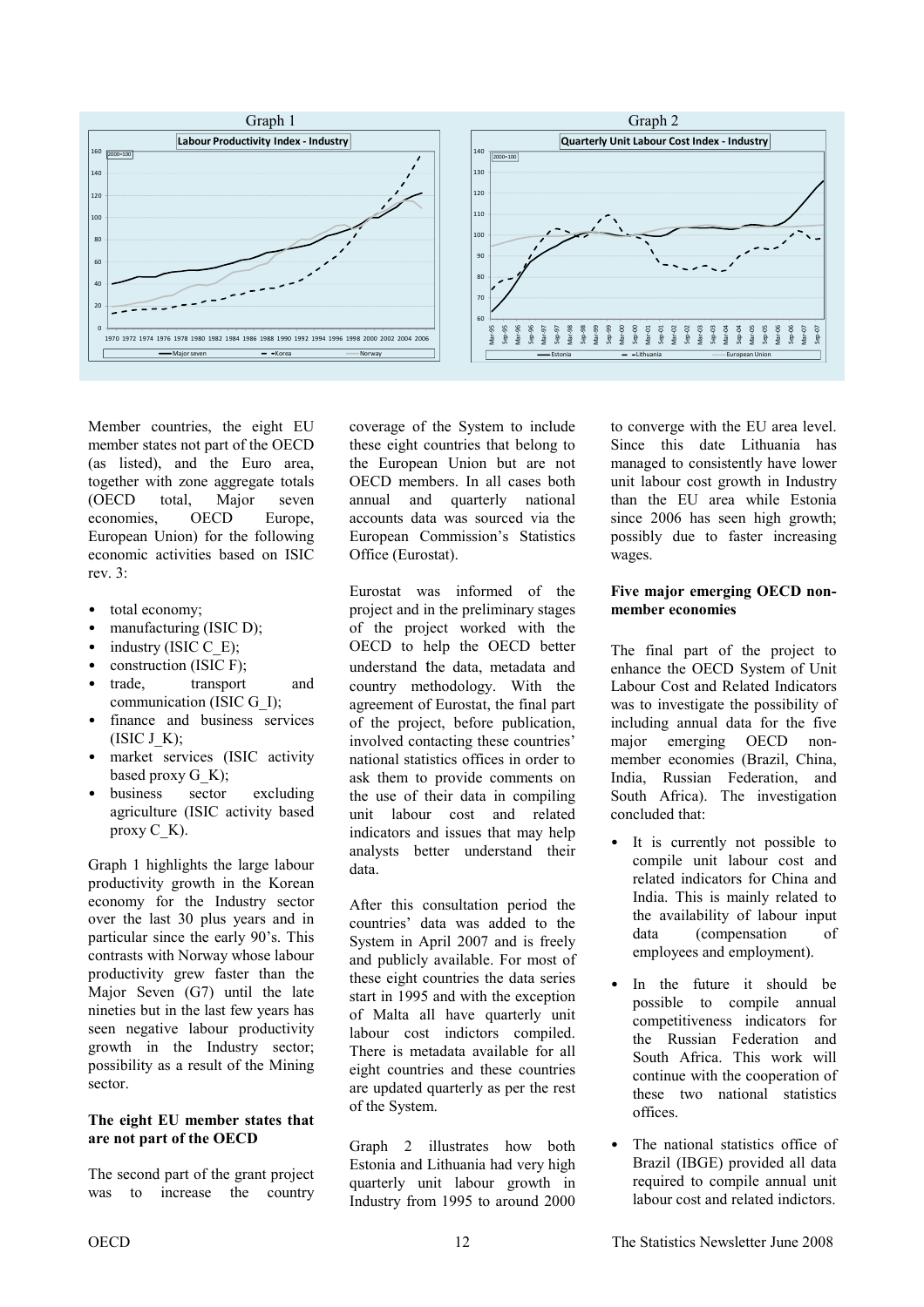Graph 1

Graph 2

Member countries, the eight EU member states not part of the OECD (as listed), and the Euro area, together with zone aggregate totals (OECD total, Major seven economies, OECD Europe, European Union) for the following economic activities based on ISIC rev. 3:

- total economy;
- manufacturing (ISIC D);
- industry (ISIC C_E);
- construction (ISIC F);
- trade, transport and communication (ISIC G_I);
- finance and business services (ISIC J_K);
- market services (ISIC activity based proxy G_K);
- business sector excluding agriculture (ISIC activity based proxy C_K).

Graph 1 highlights the large labour productivity growth in the Korean economy for the Industry sector over the last 30 plus years and in particular since the early 90's. This contrasts with Norway whose labour productivity grew faster than the Major Seven (G7) until the late nineties but in the last few years has seen negative labour productivity growth in the Industry sector; possibility as a result of the Mining sector.

**The eight EU member states that are not part of the OECD**

The second part of the grant project was to increase the country coverage of the System to include these eight countries that belong to the European Union but are not OECD members. In all cases both annual and quarterly national accounts data was sourced via the European Commission's Statistics Office (Eurostat).

Eurostat was informed of the project and in the preliminary stages of the project worked with the OECD to help the OECD better understand the data, metadata and country methodology. With the agreement of Eurostat, the final part of the project, before publication, involved contacting these countries' national statistics offices in order to ask them to provide comments on the use of their data in compiling unit labour cost and related indicators and issues that may help analysts better understand their data.

After this consultation period the countries' data was added to the System in April 2007 and is freely and publicly available. For most of these eight countries the data series start in 1995 and with the exception of Malta all have quarterly unit labour cost indictors compiled. There is metadata available for all eight countries and these countries are updated quarterly as per the rest of the System.

Graph 2 illustrates how both Estonia and Lithuania had very high quarterly unit labour growth in Industry from 1995 to around 2000 to converge with the EU area level. Since this date Lithuania has managed to consistently have lower unit labour cost growth in Industry than the EU area while Estonia since 2006 has seen high growth; possibly due to faster increasing wages.

**Five major emerging OECD non-member economies**

The final part of the project to enhance the OECD System of Unit Labour Cost and Related Indicators was to investigate the possibility of including annual data for the five major emerging OECD non-member economies (Brazil, China, India, Russian Federation, and South Africa). The investigation concluded that:

- It is currently not possible to compile unit labour cost and related indicators for China and India. This is mainly related to the availability of labour input data (compensation of employees and employment).
- In the future it should be possible to compile annual competitiveness indicators for the Russian Federation and South Africa. This work will continue with the cooperation of these two national statistics offices.
- The national statistics office of Brazil (IBGE) provided all data required to compile annual unit labour cost and related indictors.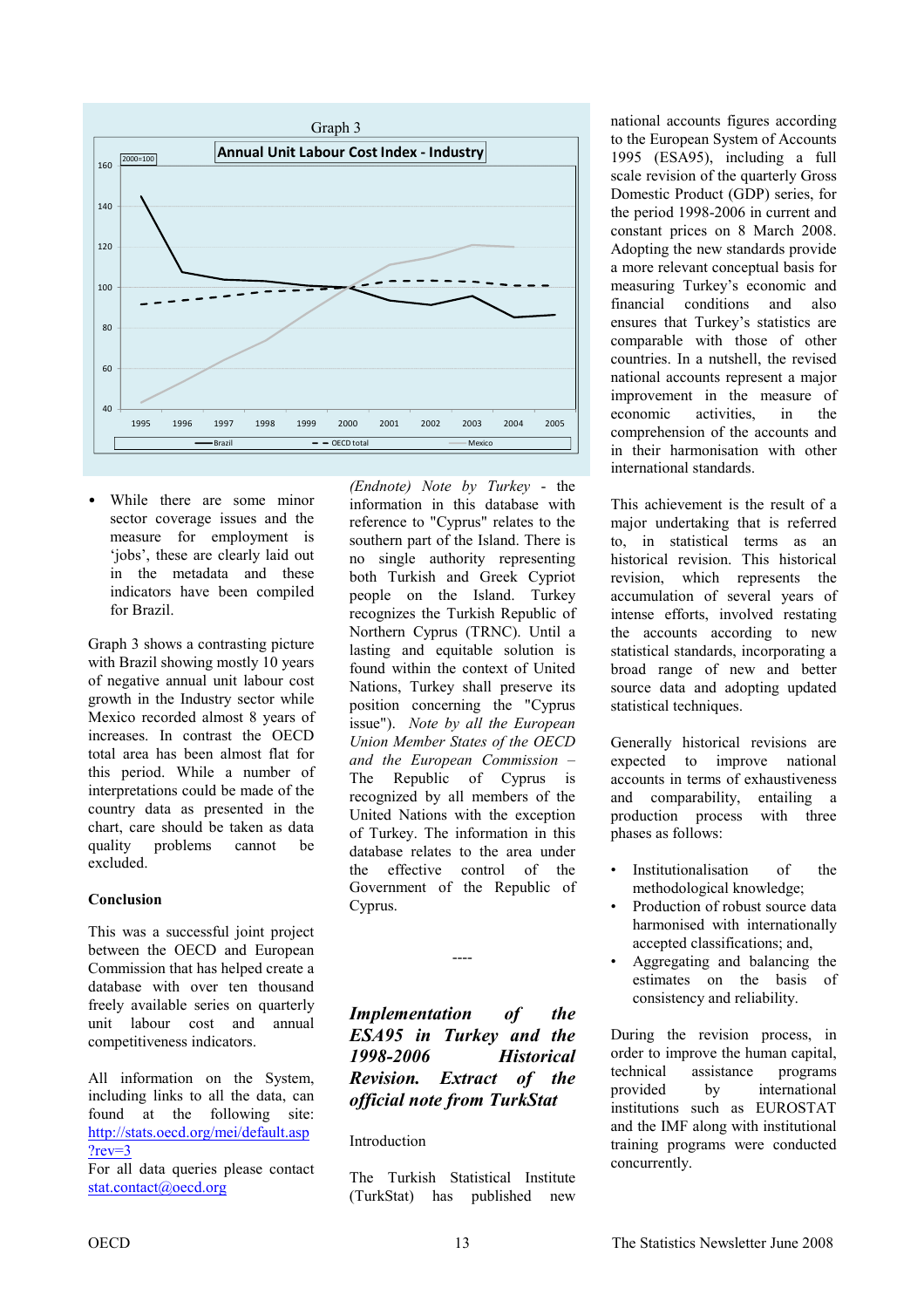Graph 3

**Annual Unit Labour Cost Index - Industry**

2000=100

- While there are some minor sector coverage issues and the measure for employment is 'jobs', these are clearly laid out in the metadata and these indicators have been compiled for Brazil.

Graph 3 shows a contrasting picture with Brazil showing mostly 10 years of negative annual unit labour cost growth in the Industry sector while Mexico recorded almost 8 years of increases. In contrast the OECD total area has been almost flat for this period. While a number of interpretations could be made of the country data as presented in the chart, care should be taken as data quality problems cannot be excluded.

**Conclusion**

This was a successful joint project between the OECD and European Commission that has helped create a database with over ten thousand freely available series on quarterly unit labour cost and annual competitiveness indicators.

All information on the System, including links to all the data, can found at the following site: http://stats.oecd.org/mei/default.asp?rev=3

For all data queries please contact stat.contact@oecd.org

*(Endnote) Note by Turkey* - the information in this database with reference to "Cyprus" relates to the southern part of the Island. There is no single authority representing both Turkish and Greek Cypriot people on the Island. Turkey recognizes the Turkish Republic of Northern Cyprus (TRNC). Until a lasting and equitable solution is found within the context of United Nations, Turkey shall preserve its position concerning the "Cyprus issue"). *Note by all the European Union Member States of the OECD and the European Commission* – The Republic of Cyprus is recognized by all members of the United Nations with the exception of Turkey. The information in this database relates to the area under the effective control of the Government of the Republic of Cyprus.

----

## *Implementation of the ESA95 in Turkey and the 1998-2006 Historical Revision. Extract of the official note from TurkStat*

Introduction

The Turkish Statistical Institute (TurkStat) has published new national accounts figures according to the European System of Accounts 1995 (ESA95), including a full scale revision of the quarterly Gross Domestic Product (GDP) series, for the period 1998-2006 in current and constant prices on 8 March 2008. Adopting the new standards provide a more relevant conceptual basis for measuring Turkey's economic and financial conditions and also ensures that Turkey's statistics are comparable with those of other countries. In a nutshell, the revised national accounts represent a major improvement in the measure of economic activities, in the comprehension of the accounts and in their harmonisation with other international standards.

This achievement is the result of a major undertaking that is referred to, in statistical terms as an historical revision. This historical revision, which represents the accumulation of several years of intense efforts, involved restating the accounts according to new statistical standards, incorporating a broad range of new and better source data and adopting updated statistical techniques.

Generally historical revisions are expected to improve national accounts in terms of exhaustiveness and comparability, entailing a production process with three phases as follows:

- Institutionalisation of the methodological knowledge;
- Production of robust source data harmonised with internationally accepted classifications; and,
- Aggregating and balancing the estimates on the basis of consistency and reliability.

During the revision process, in order to improve the human capital, technical assistance programs provided by international institutions such as EUROSTAT and the IMF along with institutional training programs were conducted concurrently.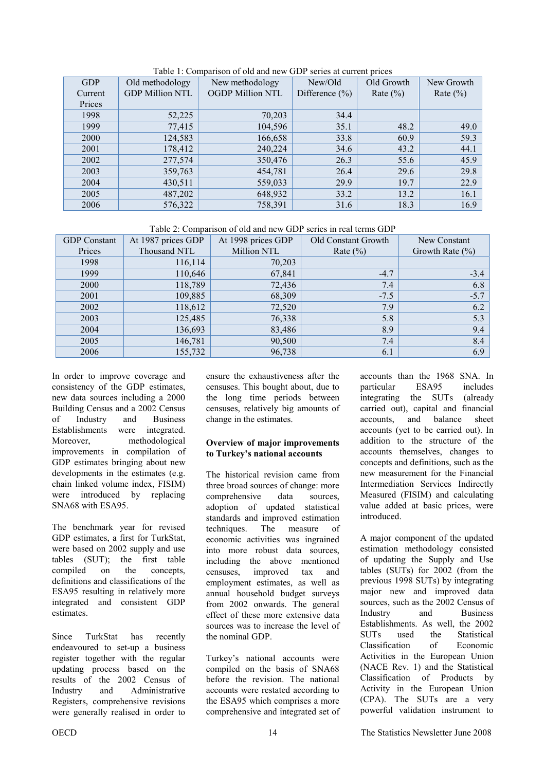Table 1: Comparison of old and new GDP series at current prices

| GDP Current Prices | Old methodology GDP Million NTL | New methodology OGDP Million NTL | New/Old Difference (%) | Old Growth Rate (%) | New Growth Rate (%) |
|---|---|---|---|---|---|
| 1998 | 52,225 | 70,203 | 34.4 | | |
| 1999 | 77,415 | 104,596 | 35.1 | 48.2 | 49.0 |
| 2000 | 124,583 | 166,658 | 33.8 | 60.9 | 59.3 |
| 2001 | 178,412 | 240,224 | 34.6 | 43.2 | 44.1 |
| 2002 | 277,574 | 350,476 | 26.3 | 55.6 | 45.9 |
| 2003 | 359,763 | 454,781 | 26.4 | 29.6 | 29.8 |
| 2004 | 430,511 | 559,033 | 29.9 | 19.7 | 22.9 |
| 2005 | 487,202 | 648,932 | 33.2 | 13.2 | 16.1 |
| 2006 | 576,322 | 758,391 | 31.6 | 18.3 | 16.9 |

Table 2: Comparison of old and new GDP series in real terms GDP

| GDP Constant Prices | At 1987 prices GDP Thousand NTL | At 1998 prices GDP Million NTL | Old Constant Growth Rate (%) | New Constant Growth Rate (%) |
|---|---|---|---|---|
| 1998 | 116,114 | 70,203 | | |
| 1999 | 110,646 | 67,841 | -4.7 | -3.4 |
| 2000 | 118,789 | 72,436 | 7.4 | 6.8 |
| 2001 | 109,885 | 68,309 | -7.5 | -5.7 |
| 2002 | 118,612 | 72,520 | 7.9 | 6.2 |
| 2003 | 125,485 | 76,338 | 5.8 | 5.3 |
| 2004 | 136,693 | 83,486 | 8.9 | 9.4 |
| 2005 | 146,781 | 90,500 | 7.4 | 8.4 |
| 2006 | 155,732 | 96,738 | 6.1 | 6.9 |

In order to improve coverage and consistency of the GDP estimates, new data sources including a 2000 Building Census and a 2002 Census of Industry and Business Establishments were integrated. Moreover, methodological improvements in compilation of GDP estimates bringing about new developments in the estimates (e.g. chain linked volume index, FISIM) were introduced by replacing SNA68 with ESA95.

The benchmark year for revised GDP estimates, a first for TurkStat, were based on 2002 supply and use tables (SUT); the first table compiled on the concepts, definitions and classifications of the ESA95 resulting in relatively more integrated and consistent GDP estimates.

Since TurkStat has recently endeavoured to set-up a business register together with the regular updating process based on the results of the 2002 Census of Industry and Administrative Registers, comprehensive revisions were generally realised in order to ensure the exhaustiveness after the censuses. This bought about, due to the long time periods between censuses, relatively big amounts of change in the estimates.

**Overview of major improvements to Turkey's national accounts**

The historical revision came from three broad sources of change: more comprehensive data sources, adoption of updated statistical standards and improved estimation techniques. The measure of economic activities was ingrained into more robust data sources, including the above mentioned censuses, improved tax and employment estimates, as well as annual household budget surveys from 2002 onwards. The general effect of these more extensive data sources was to increase the level of the nominal GDP.

Turkey's national accounts were compiled on the basis of SNA68 before the revision. The national accounts were restated according to the ESA95 which comprises a more comprehensive and integrated set of accounts than the 1968 SNA. In particular ESA95 includes integrating the SUTs (already carried out), capital and financial accounts, and balance sheet accounts (yet to be carried out). In addition to the structure of the accounts themselves, changes to concepts and definitions, such as the new measurement for the Financial Intermediation Services Indirectly Measured (FISIM) and calculating value added at basic prices, were introduced.

A major component of the updated estimation methodology consisted of updating the Supply and Use tables (SUTs) for 2002 (from the previous 1998 SUTs) by integrating major new and improved data sources, such as the 2002 Census of Industry and Business Establishments. As well, the 2002 SUTs used the Statistical Classification of Economic Activities in the European Union (NACE Rev. 1) and the Statistical Classification of Products by Activity in the European Union (CPA). The SUTs are a very powerful validation instrument to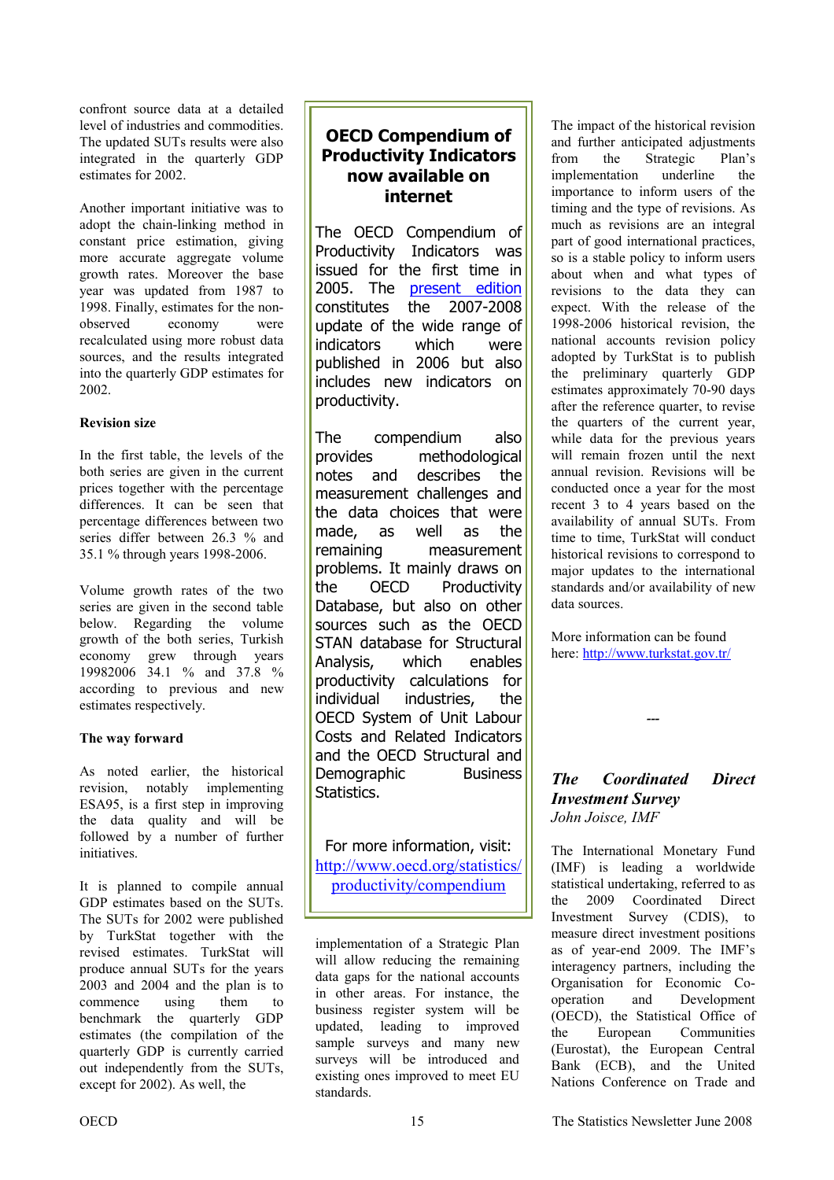confront source data at a detailed level of industries and commodities. The updated SUTs results were also integrated in the quarterly GDP estimates for 2002.

Another important initiative was to adopt the chain-linking method in constant price estimation, giving more accurate aggregate volume growth rates. Moreover the base year was updated from 1987 to 1998. Finally, estimates for the non-observed economy were recalculated using more robust data sources, and the results integrated into the quarterly GDP estimates for 2002.

**Revision size**

In the first table, the levels of the both series are given in the current prices together with the percentage differences. It can be seen that percentage differences between two series differ between 26.3 % and 35.1 % through years 1998-2006.

Volume growth rates of the two series are given in the second table below. Regarding the volume growth of the both series, Turkish economy grew through years 19982006 34.1 % and 37.8 % according to previous and new estimates respectively.

**The way forward**

As noted earlier, the historical revision, notably implementing ESA95, is a first step in improving the data quality and will be followed by a number of further initiatives.

It is planned to compile annual GDP estimates based on the SUTs. The SUTs for 2002 were published by TurkStat together with the revised estimates. TurkStat will produce annual SUTs for the years 2003 and 2004 and the plan is to commence using them to benchmark the quarterly GDP estimates (the compilation of the quarterly GDP is currently carried out independently from the SUTs, except for 2002). As well, the implementation of a Strategic Plan will allow reducing the remaining data gaps for the national accounts in other areas. For instance, the business register system will be updated, leading to improved sample surveys and many new surveys will be introduced and existing ones improved to meet EU standards.

## OECD Compendium of Productivity Indicators now available on internet

The OECD Compendium of Productivity Indicators was issued for the first time in 2005. The present edition constitutes the 2007-2008 update of the wide range of indicators which were published in 2006 but also includes new indicators on productivity.

The compendium also provides methodological notes and describes the measurement challenges and the data choices that were made, as well as the remaining measurement problems. It mainly draws on the OECD Productivity Database, but also on other sources such as the OECD STAN database for Structural Analysis, which enables productivity calculations for individual industries, the OECD System of Unit Labour Costs and Related Indicators and the OECD Structural and Demographic Business Statistics.

For more information, visit: http://www.oecd.org/statistics/productivity/compendium

The impact of the historical revision and further anticipated adjustments from the Strategic Plan's implementation underline the importance to inform users of the timing and the type of revisions. As much as revisions are an integral part of good international practices, so is a stable policy to inform users about when and what types of revisions to the data they can expect. With the release of the 1998-2006 historical revision, the national accounts revision policy adopted by TurkStat is to publish the preliminary quarterly GDP estimates approximately 70-90 days after the reference quarter, to revise the quarters of the current year, while data for the previous years will remain frozen until the next annual revision. Revisions will be conducted once a year for the most recent 3 to 4 years based on the availability of annual SUTs. From time to time, TurkStat will conduct historical revisions to correspond to major updates to the international standards and/or availability of new data sources.

More information can be found here: http://www.turkstat.gov.tr/

---

## *The Coordinated Direct Investment Survey*

*John Joisce, IMF*

The International Monetary Fund (IMF) is leading a worldwide statistical undertaking, referred to as the 2009 Coordinated Direct Investment Survey (CDIS), to measure direct investment positions as of year-end 2009. The IMF's interagency partners, including the Organisation for Economic Co-operation and Development (OECD), the Statistical Office of the European Communities (Eurostat), the European Central Bank (ECB), and the United Nations Conference on Trade and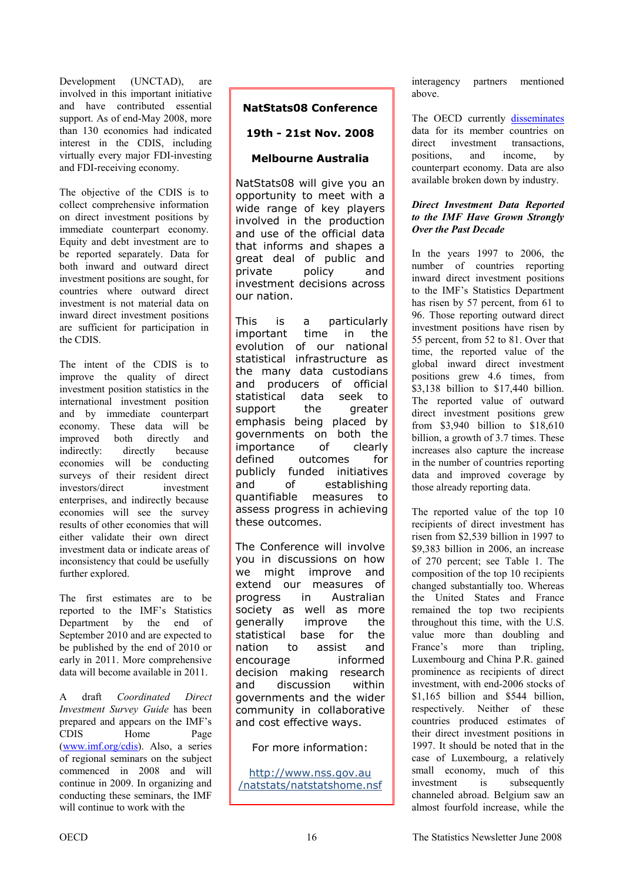Development (UNCTAD), are involved in this important initiative and have contributed essential support. As of end-May 2008, more than 130 economies had indicated interest in the CDIS, including virtually every major FDI-investing and FDI-receiving economy.

The objective of the CDIS is to collect comprehensive information on direct investment positions by immediate counterpart economy. Equity and debt investment are to be reported separately. Data for both inward and outward direct investment positions are sought, for countries where outward direct investment is not material data on inward direct investment positions are sufficient for participation in the CDIS.

The intent of the CDIS is to improve the quality of direct investment position statistics in the international investment position and by immediate counterpart economy. These data will be improved both directly and indirectly: directly because economies will be conducting surveys of their resident direct investors/direct investment enterprises, and indirectly because economies will see the survey results of other economies that will either validate their own direct investment data or indicate areas of inconsistency that could be usefully further explored.

The first estimates are to be reported to the IMF's Statistics Department by the end of September 2010 and are expected to be published by the end of 2010 or early in 2011. More comprehensive data will become available in 2011.

A draft *Coordinated Direct Investment Survey Guide* has been prepared and appears on the IMF's CDIS Home Page (www.imf.org/cdis). Also, a series of regional seminars on the subject commenced in 2008 and will continue in 2009. In organizing and conducting these seminars, the IMF will continue to work with the interagency partners mentioned above.

The OECD currently disseminates data for its member countries on direct investment transactions, positions, and income, by counterpart economy. Data are also available broken down by industry.

***Direct Investment Data Reported to the IMF Have Grown Strongly Over the Past Decade***

In the years 1997 to 2006, the number of countries reporting inward direct investment positions to the IMF's Statistics Department has risen by 57 percent, from 61 to 96. Those reporting outward direct investment positions have risen by 55 percent, from 52 to 81. Over that time, the reported value of the global inward direct investment positions grew 4.6 times, from $3,138 billion to $17,440 billion. The reported value of outward direct investment positions grew from $3,940 billion to $18,610 billion, a growth of 3.7 times. These increases also capture the increase in the number of countries reporting data and improved coverage by those already reporting data.

The reported value of the top 10 recipients of direct investment has risen from $2,539 billion in 1997 to $9,383 billion in 2006, an increase of 270 percent; see Table 1. The composition of the top 10 recipients changed substantially too. Whereas the United States and France remained the top two recipients throughout this time, with the U.S. value more than doubling and France's more than tripling, Luxembourg and China P.R. gained prominence as recipients of direct investment, with end-2006 stocks of $1,165 billion and $544 billion, respectively. Neither of these countries produced estimates of their direct investment positions in 1997. It should be noted that in the case of Luxembourg, a relatively small economy, much of this investment is subsequently channeled abroad. Belgium saw an almost fourfold increase, while the

---

**NatStats08 Conference**

**19th - 21st Nov. 2008**

**Melbourne Australia**

NatStats08 will give you an opportunity to meet with a wide range of key players involved in the production and use of the official data that informs and shapes a great deal of public and private policy and investment decisions across our nation.

This is a particularly important time in the evolution of our national statistical infrastructure as the many data custodians and producers of official statistical data seek to support the greater emphasis being placed by governments on both the importance of clearly defined outcomes for publicly funded initiatives and of establishing quantifiable measures to assess progress in achieving these outcomes.

The Conference will involve you in discussions on how we might improve and extend our measures of progress in Australian society as well as more generally improve the statistical base for the nation to assist and encourage informed decision making research and discussion within governments and the wider community in collaborative and cost effective ways.

For more information:

http://www.nss.gov.au/natstats/natstatshome.nsf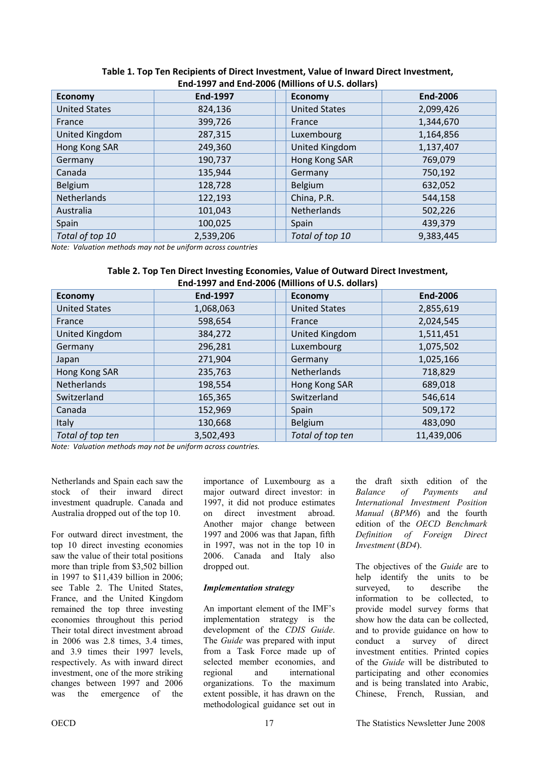**Table 1. Top Ten Recipients of Direct Investment, Value of Inward Direct Investment, End-1997 and End-2006 (Millions of U.S. dollars)**

| Economy | End-1997 | | Economy | End-2006 |
|---|---|---|---|---|
| United States | 824,136 | | United States | 2,099,426 |
| France | 399,726 | | France | 1,344,670 |
| United Kingdom | 287,315 | | Luxembourg | 1,164,856 |
| Hong Kong SAR | 249,360 | | United Kingdom | 1,137,407 |
| Germany | 190,737 | | Hong Kong SAR | 769,079 |
| Canada | 135,944 | | Germany | 750,192 |
| Belgium | 128,728 | | Belgium | 632,052 |
| Netherlands | 122,193 | | China, P.R. | 544,158 |
| Australia | 101,043 | | Netherlands | 502,226 |
| Spain | 100,025 | | Spain | 439,379 |
| *Total of top 10* | 2,539,206 | | *Total of top 10* | 9,383,445 |

*Note: Valuation methods may not be uniform across countries*

**Table 2. Top Ten Direct Investing Economies, Value of Outward Direct Investment, End-1997 and End-2006 (Millions of U.S. dollars)**

| Economy | End-1997 | | Economy | End-2006 |
|---|---|---|---|---|
| United States | 1,068,063 | | United States | 2,855,619 |
| France | 598,654 | | France | 2,024,545 |
| United Kingdom | 384,272 | | United Kingdom | 1,511,451 |
| Germany | 296,281 | | Luxembourg | 1,075,502 |
| Japan | 271,904 | | Germany | 1,025,166 |
| Hong Kong SAR | 235,763 | | Netherlands | 718,829 |
| Netherlands | 198,554 | | Hong Kong SAR | 689,018 |
| Switzerland | 165,365 | | Switzerland | 546,614 |
| Canada | 152,969 | | Spain | 509,172 |
| Italy | 130,668 | | Belgium | 483,090 |
| *Total of top ten* | 3,502,493 | | *Total of top ten* | 11,439,006 |

*Note: Valuation methods may not be uniform across countries.*

Netherlands and Spain each saw the stock of their inward direct investment quadruple. Canada and Australia dropped out of the top 10.

For outward direct investment, the top 10 direct investing economies saw the value of their total positions more than triple from $3,502 billion in 1997 to $11,439 billion in 2006; see Table 2. The United States, France, and the United Kingdom remained the top three investing economies throughout this period Their total direct investment abroad in 2006 was 2.8 times, 3.4 times, and 3.9 times their 1997 levels, respectively. As with inward direct investment, one of the more striking changes between 1997 and 2006 was the emergence of the importance of Luxembourg as a major outward direct investor: in 1997, it did not produce estimates on direct investment abroad. Another major change between 1997 and 2006 was that Japan, fifth in 1997, was not in the top 10 in 2006. Canada and Italy also dropped out.

***Implementation strategy***

An important element of the IMF's implementation strategy is the development of the *CDIS Guide*. The *Guide* was prepared with input from a Task Force made up of selected member economies, and regional and international organizations. To the maximum extent possible, it has drawn on the methodological guidance set out in the draft sixth edition of the *Balance of Payments and International Investment Position Manual* (*BPM6*) and the fourth edition of the *OECD Benchmark Definition of Foreign Direct Investment* (*BD4*).

The objectives of the *Guide* are to help identify the units to be surveyed, to describe the information to be collected, to provide model survey forms that show how the data can be collected, and to provide guidance on how to conduct a survey of direct investment entities. Printed copies of the *Guide* will be distributed to participating and other economies and is being translated into Arabic, Chinese, French, Russian, and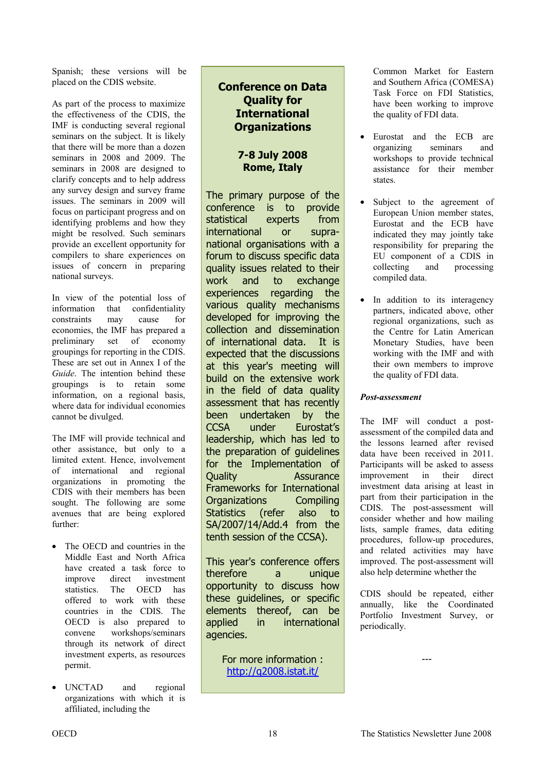Spanish; these versions will be placed on the CDIS website.

As part of the process to maximize the effectiveness of the CDIS, the IMF is conducting several regional seminars on the subject. It is likely that there will be more than a dozen seminars in 2008 and 2009. The seminars in 2008 are designed to clarify concepts and to help address any survey design and survey frame issues. The seminars in 2009 will focus on participant progress and on identifying problems and how they might be resolved. Such seminars provide an excellent opportunity for compilers to share experiences on issues of concern in preparing national surveys.

In view of the potential loss of information that confidentiality constraints may cause for economies, the IMF has prepared a preliminary set of economy groupings for reporting in the CDIS. These are set out in Annex I of the *Guide*. The intention behind these groupings is to retain some information, on a regional basis, where data for individual economies cannot be divulged.

The IMF will provide technical and other assistance, but only to a limited extent. Hence, involvement of international and regional organizations in promoting the CDIS with their members has been sought. The following are some avenues that are being explored further:

- The OECD and countries in the Middle East and North Africa have created a task force to improve direct investment statistics. The OECD has offered to work with these countries in the CDIS. The OECD is also prepared to convene workshops/seminars through its network of direct investment experts, as resources permit.
- UNCTAD and regional organizations with which it is affiliated, including the Common Market for Eastern and Southern Africa (COMESA) Task Force on FDI Statistics, have been working to improve the quality of FDI data.
- Eurostat and the ECB are organizing seminars and workshops to provide technical assistance for their member states.
- Subject to the agreement of European Union member states, Eurostat and the ECB have indicated they may jointly take responsibility for preparing the EU component of a CDIS in collecting and processing compiled data.
- In addition to its interagency partners, indicated above, other regional organizations, such as the Centre for Latin American Monetary Studies, have been working with the IMF and with their own members to improve the quality of FDI data.

***Post-assessment***

The IMF will conduct a post-assessment of the compiled data and the lessons learned after revised data have been received in 2011. Participants will be asked to assess improvement in their direct investment data arising at least in part from their participation in the CDIS. The post-assessment will consider whether and how mailing lists, sample frames, data editing procedures, follow-up procedures, and related activities may have improved. The post-assessment will also help determine whether the CDIS should be repeated, either annually, like the Coordinated Portfolio Investment Survey, or periodically.

---

## Conference on Data Quality for International Organizations

**7-8 July 2008**
**Rome, Italy**

The primary purpose of the conference is to provide statistical experts from international or supra-national organisations with a forum to discuss specific data quality issues related to their work and to exchange experiences regarding the various quality mechanisms developed for improving the collection and dissemination of international data. It is expected that the discussions at this year's meeting will build on the extensive work in the field of data quality assessment that has recently been undertaken by the CCSA under Eurostat's leadership, which has led to the preparation of guidelines for the Implementation of Quality Assurance Frameworks for International Organizations Compiling Statistics (refer also to SA/2007/14/Add.4 from the tenth session of the CCSA).

This year's conference offers therefore a unique opportunity to discuss how these guidelines, or specific elements thereof, can be applied in international agencies.

For more information : http://q2008.istat.it/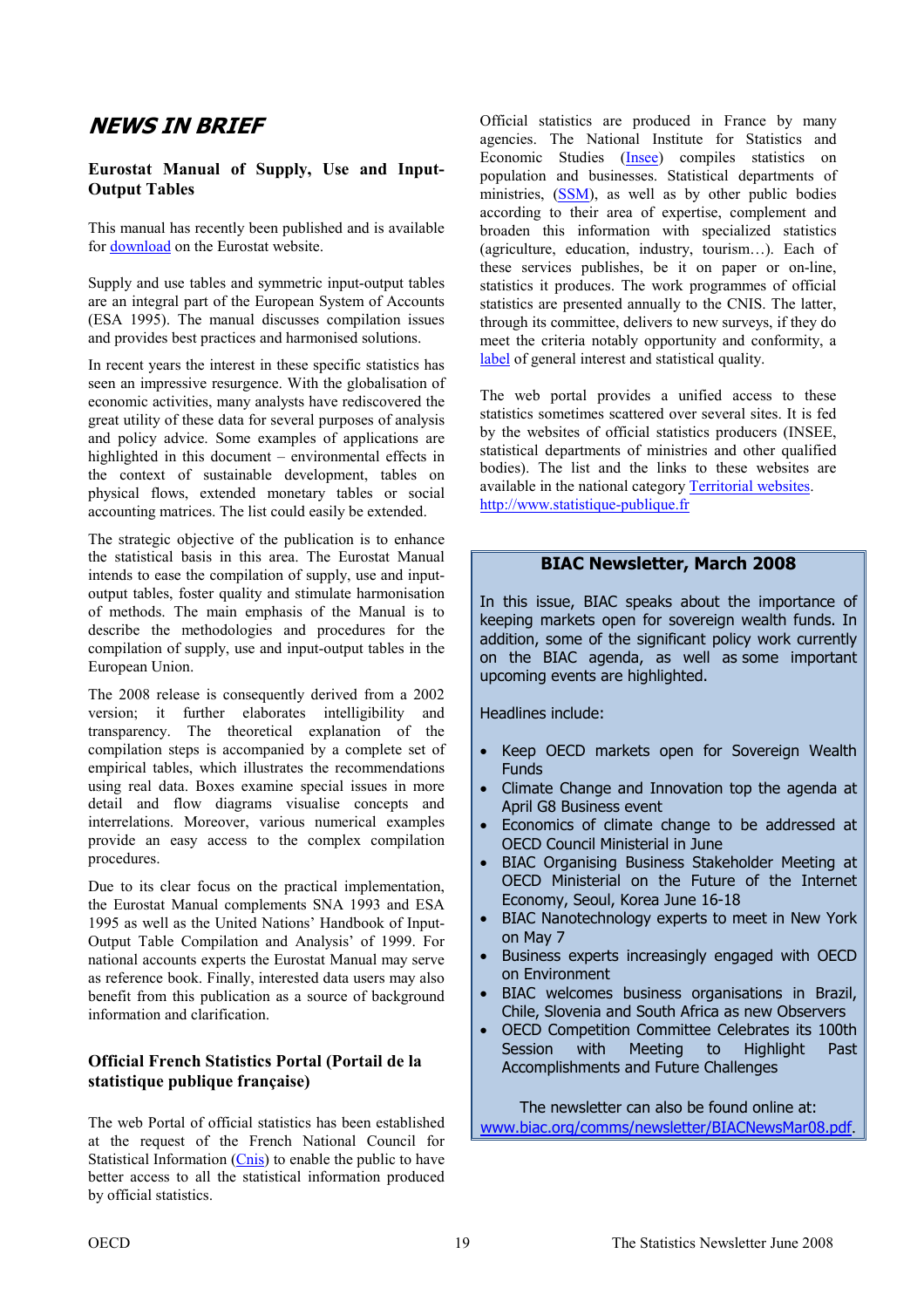## NEWS IN BRIEF

### Eurostat Manual of Supply, Use and Input-Output Tables

This manual has recently been published and is available for download on the Eurostat website.

Supply and use tables and symmetric input-output tables are an integral part of the European System of Accounts (ESA 1995). The manual discusses compilation issues and provides best practices and harmonised solutions.

In recent years the interest in these specific statistics has seen an impressive resurgence. With the globalisation of economic activities, many analysts have rediscovered the great utility of these data for several purposes of analysis and policy advice. Some examples of applications are highlighted in this document – environmental effects in the context of sustainable development, tables on physical flows, extended monetary tables or social accounting matrices. The list could easily be extended.

The strategic objective of the publication is to enhance the statistical basis in this area. The Eurostat Manual intends to ease the compilation of supply, use and input-output tables, foster quality and stimulate harmonisation of methods. The main emphasis of the Manual is to describe the methodologies and procedures for the compilation of supply, use and input-output tables in the European Union.

The 2008 release is consequently derived from a 2002 version; it further elaborates intelligibility and transparency. The theoretical explanation of the compilation steps is accompanied by a complete set of empirical tables, which illustrates the recommendations using real data. Boxes examine special issues in more detail and flow diagrams visualise concepts and interrelations. Moreover, various numerical examples provide an easy access to the complex compilation procedures.

Due to its clear focus on the practical implementation, the Eurostat Manual complements SNA 1993 and ESA 1995 as well as the United Nations' Handbook of Input-Output Table Compilation and Analysis' of 1999. For national accounts experts the Eurostat Manual may serve as reference book. Finally, interested data users may also benefit from this publication as a source of background information and clarification.

### Official French Statistics Portal (Portail de la statistique publique française)

The web Portal of official statistics has been established at the request of the French National Council for Statistical Information (Cnis) to enable the public to have better access to all the statistical information produced by official statistics.

Official statistics are produced in France by many agencies. The National Institute for Statistics and Economic Studies (Insee) compiles statistics on population and businesses. Statistical departments of ministries, (SSM), as well as by other public bodies according to their area of expertise, complement and broaden this information with specialized statistics (agriculture, education, industry, tourism…). Each of these services publishes, be it on paper or on-line, statistics it produces. The work programmes of official statistics are presented annually to the CNIS. The latter, through its committee, delivers to new surveys, if they do meet the criteria notably opportunity and conformity, a label of general interest and statistical quality.

The web portal provides a unified access to these statistics sometimes scattered over several sites. It is fed by the websites of official statistics producers (INSEE, statistical departments of ministries and other qualified bodies). The list and the links to these websites are available in the national category Territorial websites.
http://www.statistique-publique.fr

### BIAC Newsletter, March 2008

In this issue, BIAC speaks about the importance of keeping markets open for sovereign wealth funds. In addition, some of the significant policy work currently on the BIAC agenda, as well as some important upcoming events are highlighted.

Headlines include:

- Keep OECD markets open for Sovereign Wealth Funds
- Climate Change and Innovation top the agenda at April G8 Business event
- Economics of climate change to be addressed at OECD Council Ministerial in June
- BIAC Organising Business Stakeholder Meeting at OECD Ministerial on the Future of the Internet Economy, Seoul, Korea June 16-18
- BIAC Nanotechnology experts to meet in New York on May 7
- Business experts increasingly engaged with OECD on Environment
- BIAC welcomes business organisations in Brazil, Chile, Slovenia and South Africa as new Observers
- OECD Competition Committee Celebrates its 100th Session with Meeting to Highlight Past Accomplishments and Future Challenges

The newsletter can also be found online at: www.biac.org/comms/newsletter/BIACNewsMar08.pdf.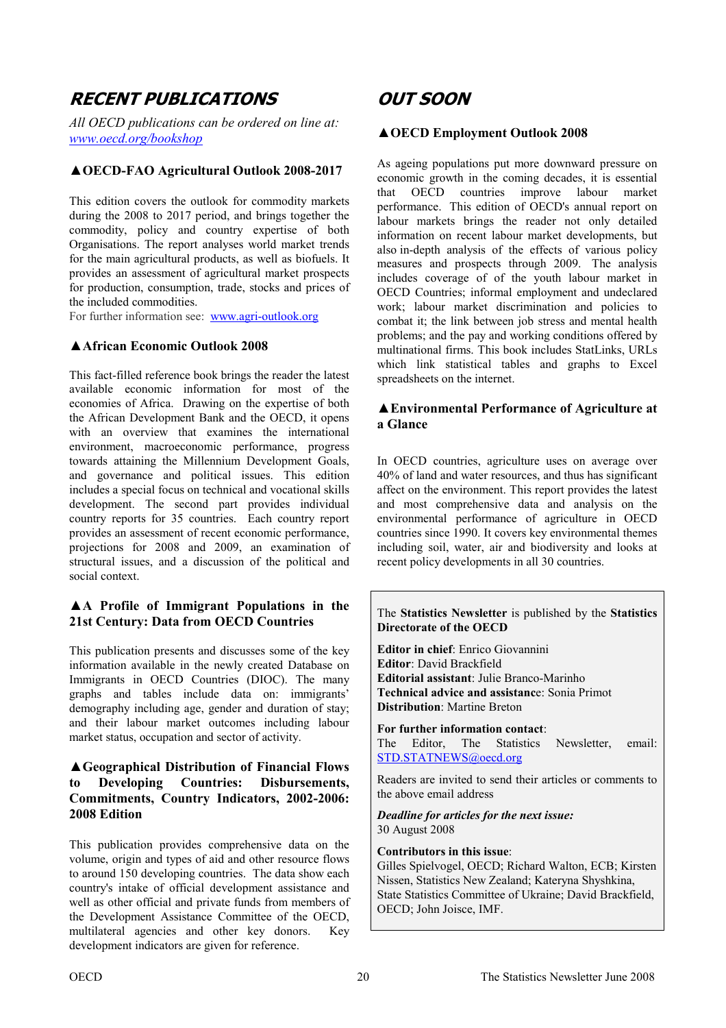# RECENT PUBLICATIONS

*All OECD publications can be ordered on line at:* *www.oecd.org/bookshop*

### ▲OECD-FAO Agricultural Outlook 2008-2017

This edition covers the outlook for commodity markets during the 2008 to 2017 period, and brings together the commodity, policy and country expertise of both Organisations. The report analyses world market trends for the main agricultural products, as well as biofuels. It provides an assessment of agricultural market prospects for production, consumption, trade, stocks and prices of the included commodities.
For further information see: www.agri-outlook.org

### ▲African Economic Outlook 2008

This fact-filled reference book brings the reader the latest available economic information for most of the economies of Africa. Drawing on the expertise of both the African Development Bank and the OECD, it opens with an overview that examines the international environment, macroeconomic performance, progress towards attaining the Millennium Development Goals, and governance and political issues. This edition includes a special focus on technical and vocational skills development. The second part provides individual country reports for 35 countries. Each country report provides an assessment of recent economic performance, projections for 2008 and 2009, an examination of structural issues, and a discussion of the political and social context.

### ▲A Profile of Immigrant Populations in the 21st Century: Data from OECD Countries

This publication presents and discusses some of the key information available in the newly created Database on Immigrants in OECD Countries (DIOC). The many graphs and tables include data on: immigrants' demography including age, gender and duration of stay; and their labour market outcomes including labour market status, occupation and sector of activity.

### ▲Geographical Distribution of Financial Flows to Developing Countries: Disbursements, Commitments, Country Indicators, 2002-2006: 2008 Edition

This publication provides comprehensive data on the volume, origin and types of aid and other resource flows to around 150 developing countries. The data show each country's intake of official development assistance and well as other official and private funds from members of the Development Assistance Committee of the OECD, multilateral agencies and other key donors. Key development indicators are given for reference.

# OUT SOON

### ▲OECD Employment Outlook 2008

As ageing populations put more downward pressure on economic growth in the coming decades, it is essential that OECD countries improve labour market performance. This edition of OECD's annual report on labour markets brings the reader not only detailed information on recent labour market developments, but also in-depth analysis of the effects of various policy measures and prospects through 2009. The analysis includes coverage of of the youth labour market in OECD Countries; informal employment and undeclared work; labour market discrimination and policies to combat it; the link between job stress and mental health problems; and the pay and working conditions offered by multinational firms. This book includes StatLinks, URLs which link statistical tables and graphs to Excel spreadsheets on the internet.

### ▲Environmental Performance of Agriculture at a Glance

In OECD countries, agriculture uses on average over 40% of land and water resources, and thus has significant affect on the environment. This report provides the latest and most comprehensive data and analysis on the environmental performance of agriculture in OECD countries since 1990. It covers key environmental themes including soil, water, air and biodiversity and looks at recent policy developments in all 30 countries.

---

The **Statistics Newsletter** is published by the **Statistics Directorate of the OECD**

**Editor in chief**: Enrico Giovannini
**Editor**: David Brackfield
**Editorial assistant**: Julie Branco-Marinho
**Technical advice and assistance**: Sonia Primot
**Distribution**: Martine Breton

**For further information contact**:
The Editor, The Statistics Newsletter, email: STD.STATNEWS@oecd.org

Readers are invited to send their articles or comments to the above email address

***Deadline for articles for the next issue:***
30 August 2008

**Contributors in this issue**:
Gilles Spielvogel, OECD; Richard Walton, ECB; Kirsten Nissen, Statistics New Zealand; Kateryna Shyshkina, State Statistics Committee of Ukraine; David Brackfield, OECD; John Joisce, IMF.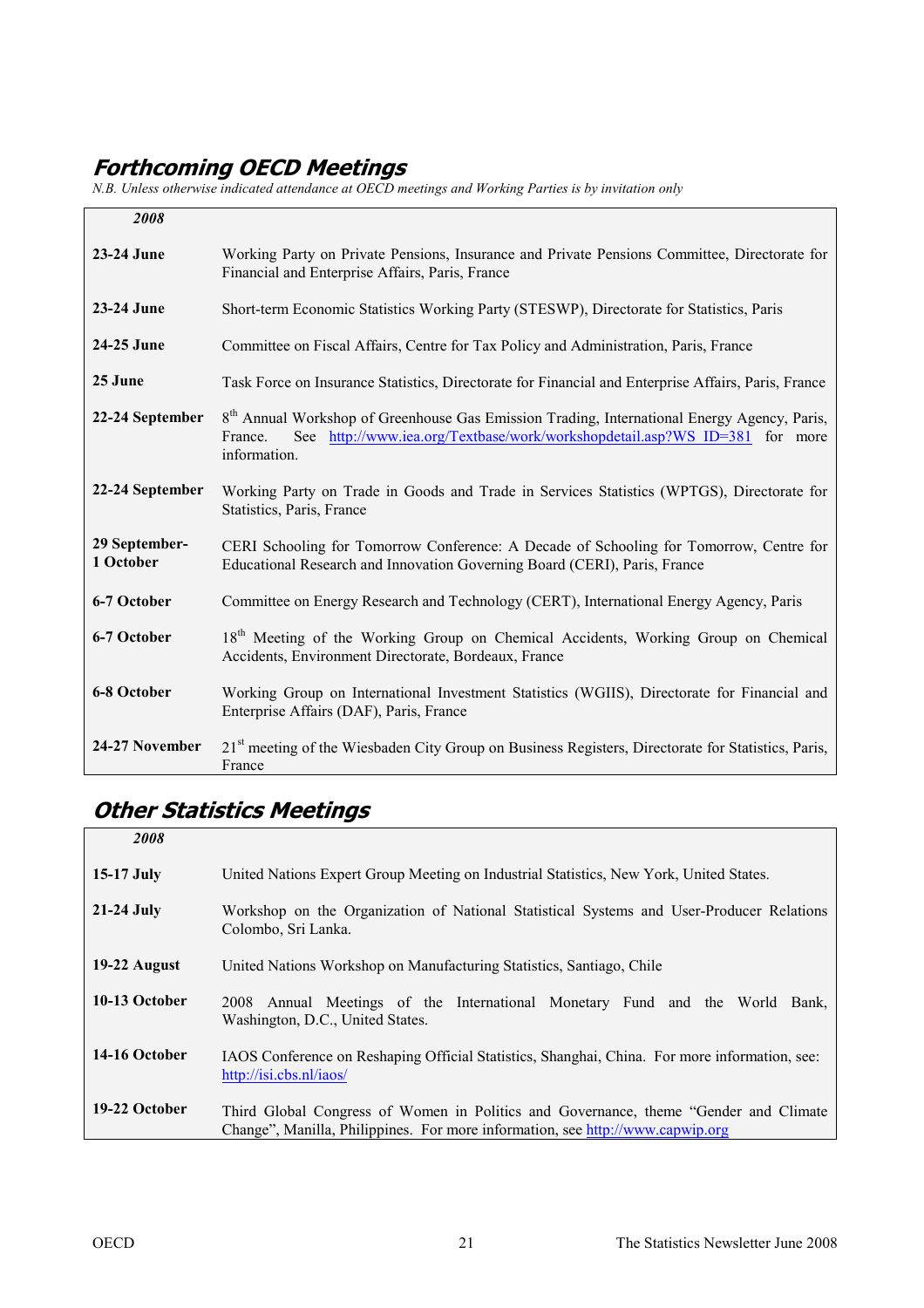## Forthcoming OECD Meetings

*N.B. Unless otherwise indicated attendance at OECD meetings and Working Parties is by invitation only*

| *2008* | |
|---|---|
| **23-24 June** | Working Party on Private Pensions, Insurance and Private Pensions Committee, Directorate for Financial and Enterprise Affairs, Paris, France |
| **23-24 June** | Short-term Economic Statistics Working Party (STESWP), Directorate for Statistics, Paris |
| **24-25 June** | Committee on Fiscal Affairs, Centre for Tax Policy and Administration, Paris, France |
| **25 June** | Task Force on Insurance Statistics, Directorate for Financial and Enterprise Affairs, Paris, France |
| **22-24 September** | 8th Annual Workshop of Greenhouse Gas Emission Trading, International Energy Agency, Paris, France. See http://www.iea.org/Textbase/work/workshopdetail.asp?WS_ID=381 for more information. |
| **22-24 September** | Working Party on Trade in Goods and Trade in Services Statistics (WPTGS), Directorate for Statistics, Paris, France |
| **29 September-1 October** | CERI Schooling for Tomorrow Conference: A Decade of Schooling for Tomorrow, Centre for Educational Research and Innovation Governing Board (CERI), Paris, France |
| **6-7 October** | Committee on Energy Research and Technology (CERT), International Energy Agency, Paris |
| **6-7 October** | 18th Meeting of the Working Group on Chemical Accidents, Working Group on Chemical Accidents, Environment Directorate, Bordeaux, France |
| **6-8 October** | Working Group on International Investment Statistics (WGIIS), Directorate for Financial and Enterprise Affairs (DAF), Paris, France |
| **24-27 November** | 21st meeting of the Wiesbaden City Group on Business Registers, Directorate for Statistics, Paris, France |

## Other Statistics Meetings

| *2008* | |
|---|---|
| **15-17 July** | United Nations Expert Group Meeting on Industrial Statistics, New York, United States. |
| **21-24 July** | Workshop on the Organization of National Statistical Systems and User-Producer Relations Colombo, Sri Lanka. |
| **19-22 August** | United Nations Workshop on Manufacturing Statistics, Santiago, Chile |
| **10-13 October** | 2008 Annual Meetings of the International Monetary Fund and the World Bank, Washington, D.C., United States. |
| **14-16 October** | IAOS Conference on Reshaping Official Statistics, Shanghai, China. For more information, see: http://isi.cbs.nl/iaos/ |
| **19-22 October** | Third Global Congress of Women in Politics and Governance, theme "Gender and Climate Change", Manilla, Philippines. For more information, see http://www.capwip.org |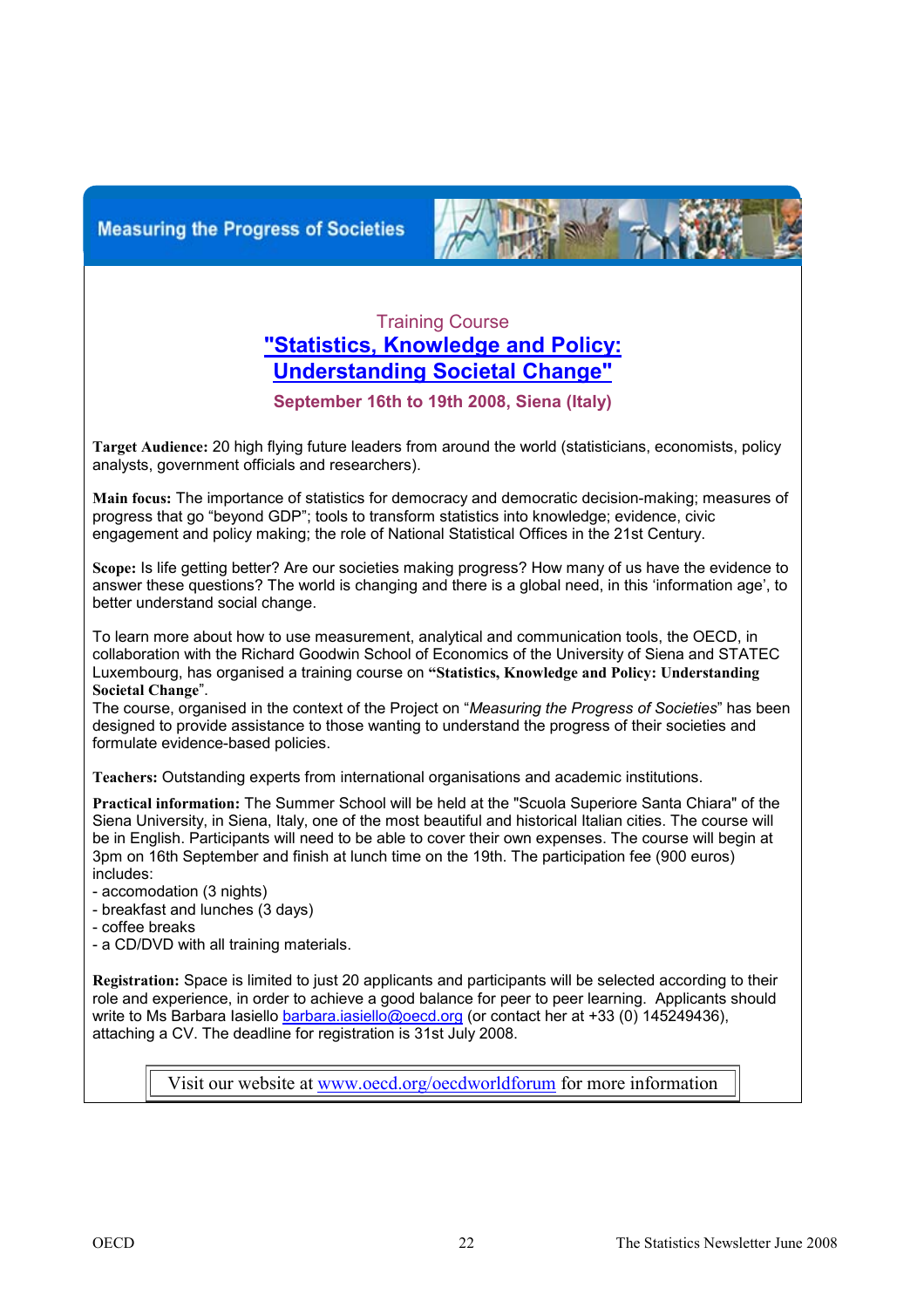## Measuring the Progress of Societies

### Training Course

## "Statistics, Knowledge and Policy: Understanding Societal Change"

**September 16th to 19th 2008, Siena (Italy)**

**Target Audience:** 20 high flying future leaders from around the world (statisticians, economists, policy analysts, government officials and researchers).

**Main focus:** The importance of statistics for democracy and democratic decision-making; measures of progress that go "beyond GDP"; tools to transform statistics into knowledge; evidence, civic engagement and policy making; the role of National Statistical Offices in the 21st Century.

**Scope:** Is life getting better? Are our societies making progress? How many of us have the evidence to answer these questions? The world is changing and there is a global need, in this 'information age', to better understand social change.

To learn more about how to use measurement, analytical and communication tools, the OECD, in collaboration with the Richard Goodwin School of Economics of the University of Siena and STATEC Luxembourg, has organised a training course on **"Statistics, Knowledge and Policy: Understanding Societal Change**".
The course, organised in the context of the Project on "*Measuring the Progress of Societies*" has been designed to provide assistance to those wanting to understand the progress of their societies and formulate evidence-based policies.

**Teachers:** Outstanding experts from international organisations and academic institutions.

**Practical information:** The Summer School will be held at the "Scuola Superiore Santa Chiara" of the Siena University, in Siena, Italy, one of the most beautiful and historical Italian cities. The course will be in English. Participants will need to be able to cover their own expenses. The course will begin at 3pm on 16th September and finish at lunch time on the 19th. The participation fee (900 euros) includes:
- accomodation (3 nights)
- breakfast and lunches (3 days)
- coffee breaks
- a CD/DVD with all training materials.

**Registration:** Space is limited to just 20 applicants and participants will be selected according to their role and experience, in order to achieve a good balance for peer to peer learning. Applicants should write to Ms Barbara Iasiello barbara.iasiello@oecd.org (or contact her at +33 (0) 145249436), attaching a CV. The deadline for registration is 31st July 2008.

Visit our website at www.oecd.org/oecdworldforum for more information